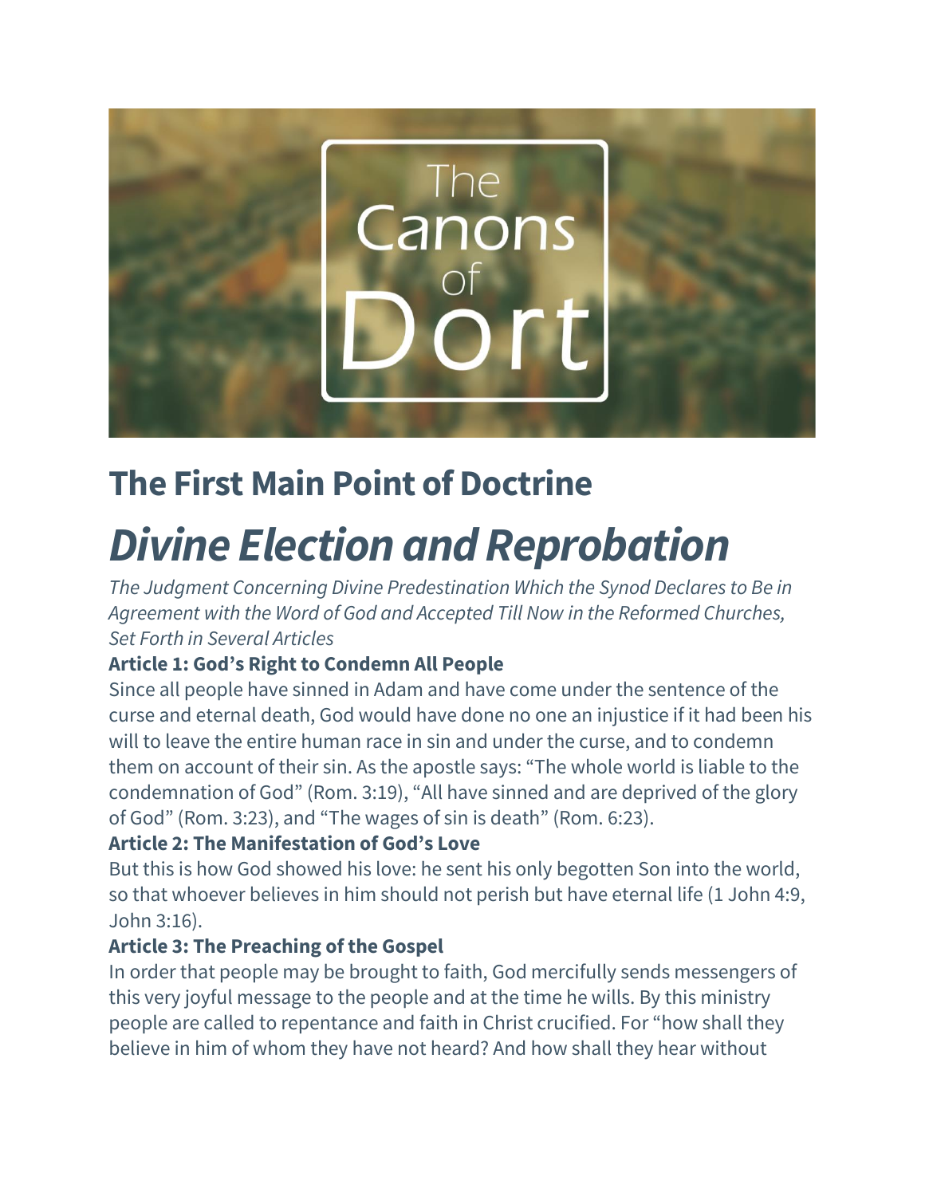## The First Main Point of Doctrine

# *Divine Election and Reprobation*

*The Judgment Concerning Divine Predestination Which the Synod Declares to Be in Agreement with the Word of God and Accepted Till Now in the Reformed Churches, Set Forth in Several Articles*

**Article 1: God's Right to Condemn All People**

Since all people have sinned in Adam and have come under the sentence of the curse and eternal death, God would have done no one an injustice if it had been his will to leave the entire human race in sin and under the curse, and to condemn them on account of their sin. As the apostle says: "The whole world is liable to the condemnation of God" (Rom. 3:19), "All have sinned and are deprived of the glory of God" (Rom. 3:23), and "The wages of sin is death" (Rom. 6:23).

**Article 2: The Manifestation of God's Love**

But this is how God showed his love: he sent his only begotten Son into the world, so that whoever believes in him should not perish but have eternal life (1 John 4:9, John 3:16).

**Article 3: The Preaching of the Gospel**

In order that people may be brought to faith, God mercifully sends messengers of this very joyful message to the people and at the time he wills. By this ministry people are called to repentance and faith in Christ crucified. For "how shall they believe in him of whom they have not heard? And how shall they hear without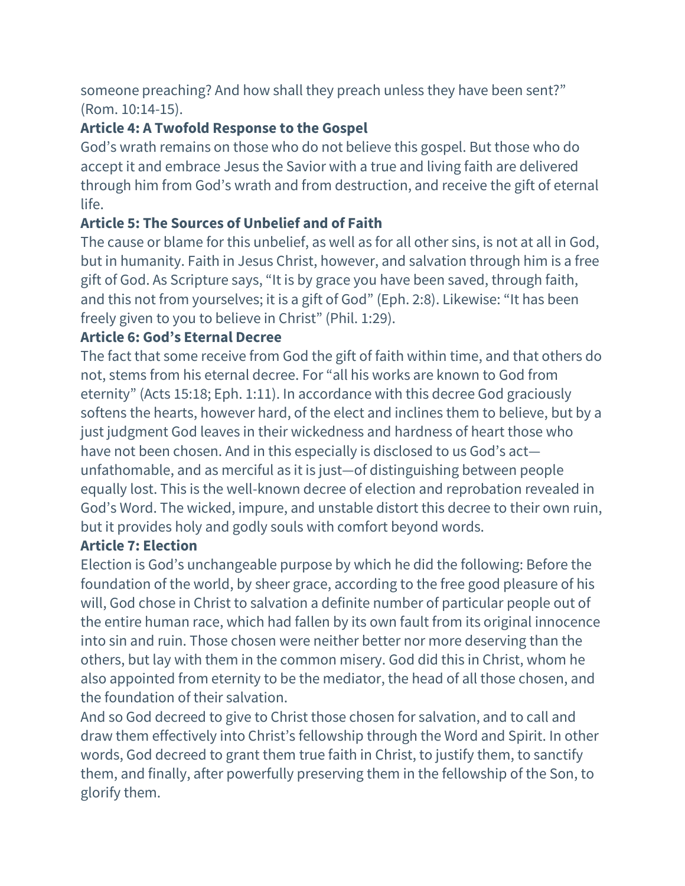someone preaching? And how shall they preach unless they have been sent?" (Rom. 10:14-15).

**Article 4: A Twofold Response to the Gospel**

God's wrath remains on those who do not believe this gospel. But those who do accept it and embrace Jesus the Savior with a true and living faith are delivered through him from God's wrath and from destruction, and receive the gift of eternal life.

**Article 5: The Sources of Unbelief and of Faith**

The cause or blame for this unbelief, as well as for all other sins, is not at all in God, but in humanity. Faith in Jesus Christ, however, and salvation through him is a free gift of God. As Scripture says, "It is by grace you have been saved, through faith, and this not from yourselves; it is a gift of God" (Eph. 2:8). Likewise: "It has been freely given to you to believe in Christ" (Phil. 1:29).

**Article 6: God's Eternal Decree**

The fact that some receive from God the gift of faith within time, and that others do not, stems from his eternal decree. For "all his works are known to God from eternity" (Acts 15:18; Eph. 1:11). In accordance with this decree God graciously softens the hearts, however hard, of the elect and inclines them to believe, but by a just judgment God leaves in their wickedness and hardness of heart those who have not been chosen. And in this especially is disclosed to us God's act—unfathomable, and as merciful as it is just—of distinguishing between people equally lost. This is the well-known decree of election and reprobation revealed in God's Word. The wicked, impure, and unstable distort this decree to their own ruin, but it provides holy and godly souls with comfort beyond words.

**Article 7: Election**

Election is God's unchangeable purpose by which he did the following: Before the foundation of the world, by sheer grace, according to the free good pleasure of his will, God chose in Christ to salvation a definite number of particular people out of the entire human race, which had fallen by its own fault from its original innocence into sin and ruin. Those chosen were neither better nor more deserving than the others, but lay with them in the common misery. God did this in Christ, whom he also appointed from eternity to be the mediator, the head of all those chosen, and the foundation of their salvation.

And so God decreed to give to Christ those chosen for salvation, and to call and draw them effectively into Christ's fellowship through the Word and Spirit. In other words, God decreed to grant them true faith in Christ, to justify them, to sanctify them, and finally, after powerfully preserving them in the fellowship of the Son, to glorify them.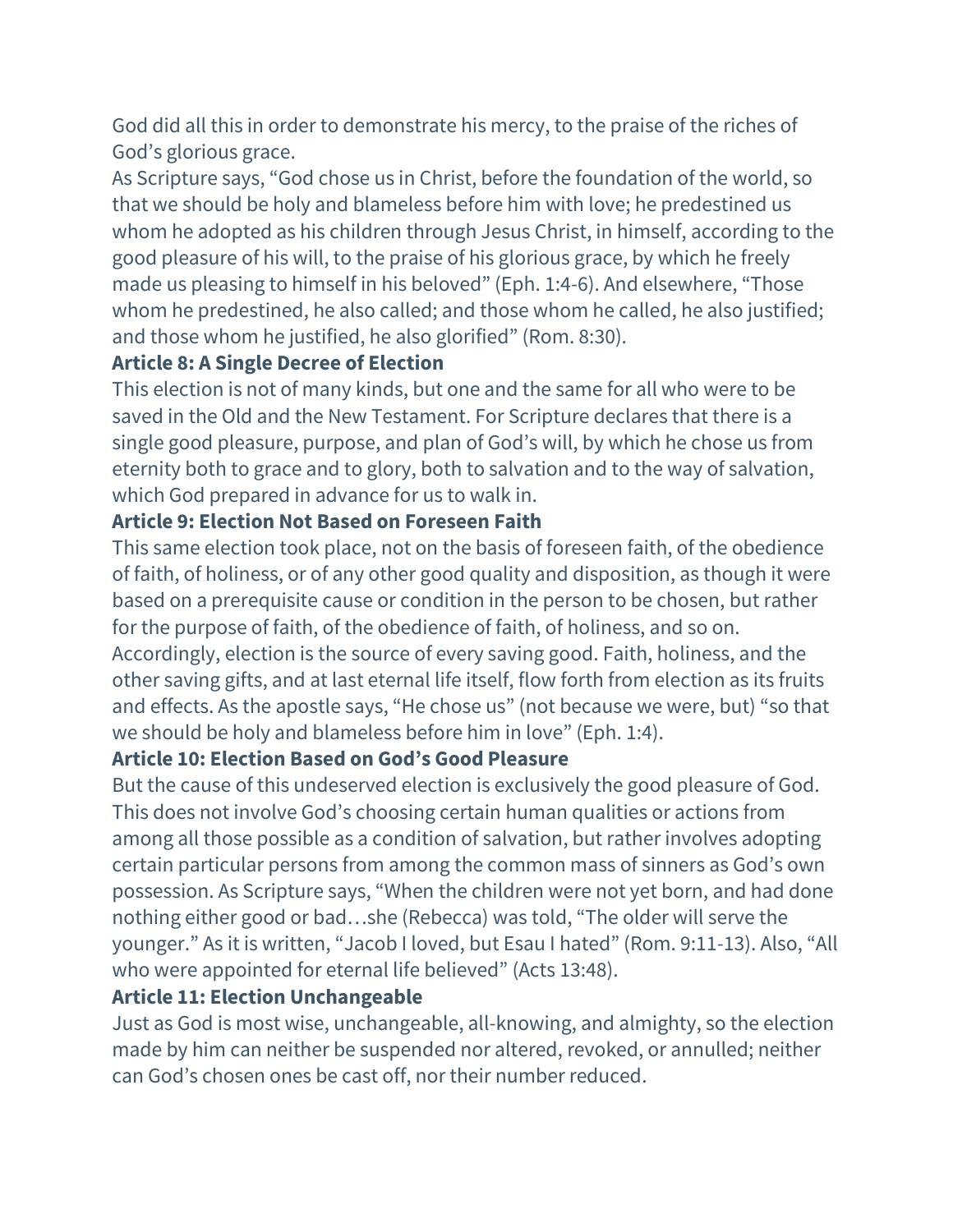God did all this in order to demonstrate his mercy, to the praise of the riches of God's glorious grace.

As Scripture says, "God chose us in Christ, before the foundation of the world, so that we should be holy and blameless before him with love; he predestined us whom he adopted as his children through Jesus Christ, in himself, according to the good pleasure of his will, to the praise of his glorious grace, by which he freely made us pleasing to himself in his beloved" (Eph. 1:4-6). And elsewhere, "Those whom he predestined, he also called; and those whom he called, he also justified; and those whom he justified, he also glorified" (Rom. 8:30).

**Article 8: A Single Decree of Election**

This election is not of many kinds, but one and the same for all who were to be saved in the Old and the New Testament. For Scripture declares that there is a single good pleasure, purpose, and plan of God's will, by which he chose us from eternity both to grace and to glory, both to salvation and to the way of salvation, which God prepared in advance for us to walk in.

**Article 9: Election Not Based on Foreseen Faith**

This same election took place, not on the basis of foreseen faith, of the obedience of faith, of holiness, or of any other good quality and disposition, as though it were based on a prerequisite cause or condition in the person to be chosen, but rather for the purpose of faith, of the obedience of faith, of holiness, and so on. Accordingly, election is the source of every saving good. Faith, holiness, and the other saving gifts, and at last eternal life itself, flow forth from election as its fruits and effects. As the apostle says, "He chose us" (not because we were, but) "so that we should be holy and blameless before him in love" (Eph. 1:4).

**Article 10: Election Based on God's Good Pleasure**

But the cause of this undeserved election is exclusively the good pleasure of God. This does not involve God's choosing certain human qualities or actions from among all those possible as a condition of salvation, but rather involves adopting certain particular persons from among the common mass of sinners as God's own possession. As Scripture says, "When the children were not yet born, and had done nothing either good or bad…she (Rebecca) was told, "The older will serve the younger." As it is written, "Jacob I loved, but Esau I hated" (Rom. 9:11-13). Also, "All who were appointed for eternal life believed" (Acts 13:48).

**Article 11: Election Unchangeable**

Just as God is most wise, unchangeable, all-knowing, and almighty, so the election made by him can neither be suspended nor altered, revoked, or annulled; neither can God's chosen ones be cast off, nor their number reduced.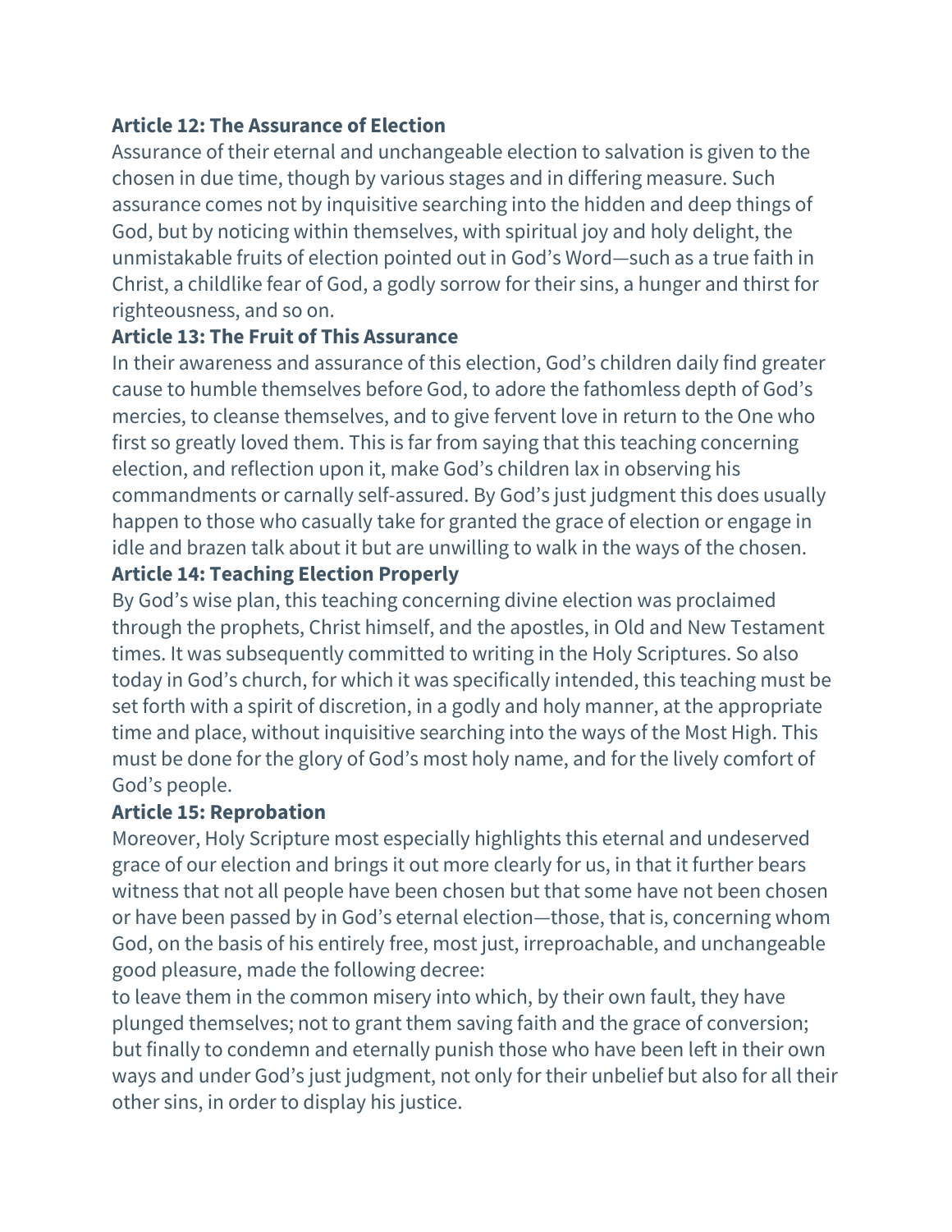**Article 12: The Assurance of Election**

Assurance of their eternal and unchangeable election to salvation is given to the chosen in due time, though by various stages and in differing measure. Such assurance comes not by inquisitive searching into the hidden and deep things of God, but by noticing within themselves, with spiritual joy and holy delight, the unmistakable fruits of election pointed out in God's Word—such as a true faith in Christ, a childlike fear of God, a godly sorrow for their sins, a hunger and thirst for righteousness, and so on.

**Article 13: The Fruit of This Assurance**

In their awareness and assurance of this election, God's children daily find greater cause to humble themselves before God, to adore the fathomless depth of God's mercies, to cleanse themselves, and to give fervent love in return to the One who first so greatly loved them. This is far from saying that this teaching concerning election, and reflection upon it, make God's children lax in observing his commandments or carnally self-assured. By God's just judgment this does usually happen to those who casually take for granted the grace of election or engage in idle and brazen talk about it but are unwilling to walk in the ways of the chosen.

**Article 14: Teaching Election Properly**

By God's wise plan, this teaching concerning divine election was proclaimed through the prophets, Christ himself, and the apostles, in Old and New Testament times. It was subsequently committed to writing in the Holy Scriptures. So also today in God's church, for which it was specifically intended, this teaching must be set forth with a spirit of discretion, in a godly and holy manner, at the appropriate time and place, without inquisitive searching into the ways of the Most High. This must be done for the glory of God's most holy name, and for the lively comfort of God's people.

**Article 15: Reprobation**

Moreover, Holy Scripture most especially highlights this eternal and undeserved grace of our election and brings it out more clearly for us, in that it further bears witness that not all people have been chosen but that some have not been chosen or have been passed by in God's eternal election—those, that is, concerning whom God, on the basis of his entirely free, most just, irreproachable, and unchangeable good pleasure, made the following decree:

to leave them in the common misery into which, by their own fault, they have plunged themselves; not to grant them saving faith and the grace of conversion; but finally to condemn and eternally punish those who have been left in their own ways and under God's just judgment, not only for their unbelief but also for all their other sins, in order to display his justice.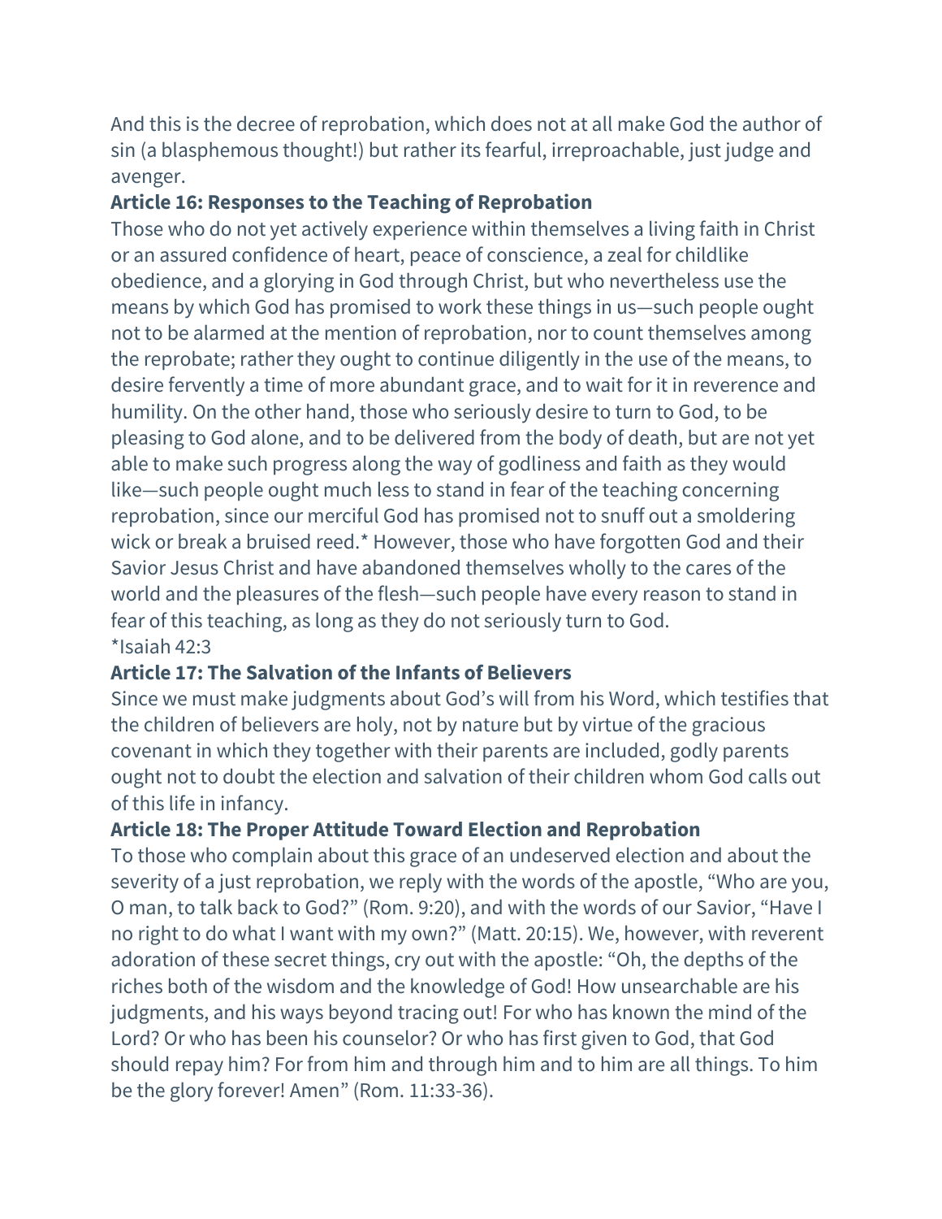And this is the decree of reprobation, which does not at all make God the author of sin (a blasphemous thought!) but rather its fearful, irreproachable, just judge and avenger.

**Article 16: Responses to the Teaching of Reprobation**

Those who do not yet actively experience within themselves a living faith in Christ or an assured confidence of heart, peace of conscience, a zeal for childlike obedience, and a glorying in God through Christ, but who nevertheless use the means by which God has promised to work these things in us—such people ought not to be alarmed at the mention of reprobation, nor to count themselves among the reprobate; rather they ought to continue diligently in the use of the means, to desire fervently a time of more abundant grace, and to wait for it in reverence and humility. On the other hand, those who seriously desire to turn to God, to be pleasing to God alone, and to be delivered from the body of death, but are not yet able to make such progress along the way of godliness and faith as they would like—such people ought much less to stand in fear of the teaching concerning reprobation, since our merciful God has promised not to snuff out a smoldering wick or break a bruised reed.* However, those who have forgotten God and their Savior Jesus Christ and have abandoned themselves wholly to the cares of the world and the pleasures of the flesh—such people have every reason to stand in fear of this teaching, as long as they do not seriously turn to God.

*Isaiah 42:3

**Article 17: The Salvation of the Infants of Believers**

Since we must make judgments about God's will from his Word, which testifies that the children of believers are holy, not by nature but by virtue of the gracious covenant in which they together with their parents are included, godly parents ought not to doubt the election and salvation of their children whom God calls out of this life in infancy.

**Article 18: The Proper Attitude Toward Election and Reprobation**

To those who complain about this grace of an undeserved election and about the severity of a just reprobation, we reply with the words of the apostle, "Who are you, O man, to talk back to God?" (Rom. 9:20), and with the words of our Savior, "Have I no right to do what I want with my own?" (Matt. 20:15). We, however, with reverent adoration of these secret things, cry out with the apostle: "Oh, the depths of the riches both of the wisdom and the knowledge of God! How unsearchable are his judgments, and his ways beyond tracing out! For who has known the mind of the Lord? Or who has been his counselor? Or who has first given to God, that God should repay him? For from him and through him and to him are all things. To him be the glory forever! Amen" (Rom. 11:33-36).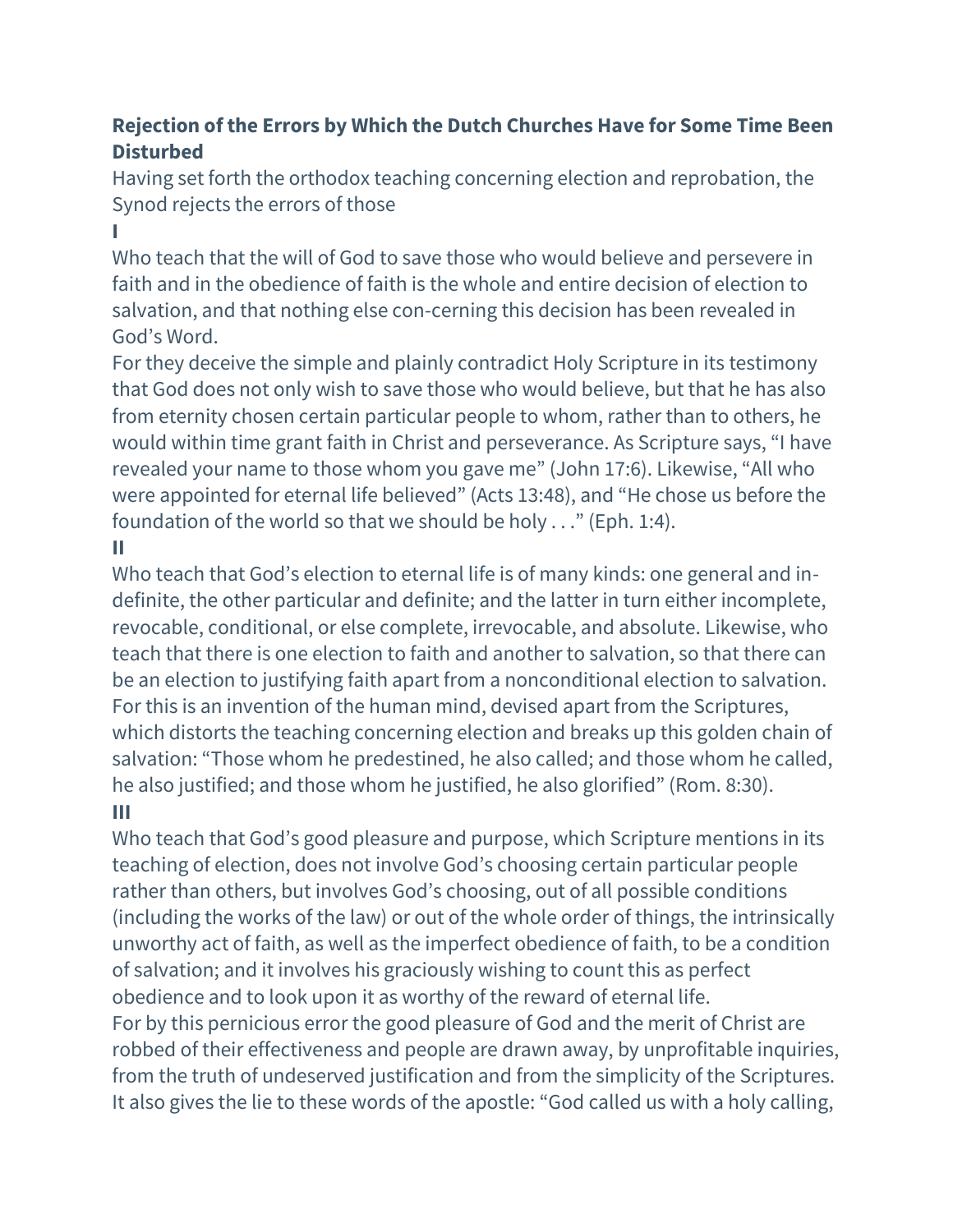## Rejection of the Errors by Which the Dutch Churches Have for Some Time Been Disturbed

Having set forth the orthodox teaching concerning election and reprobation, the Synod rejects the errors of those

**I**

Who teach that the will of God to save those who would believe and persevere in faith and in the obedience of faith is the whole and entire decision of election to salvation, and that nothing else con-cerning this decision has been revealed in God's Word.

For they deceive the simple and plainly contradict Holy Scripture in its testimony that God does not only wish to save those who would believe, but that he has also from eternity chosen certain particular people to whom, rather than to others, he would within time grant faith in Christ and perseverance. As Scripture says, "I have revealed your name to those whom you gave me" (John 17:6). Likewise, "All who were appointed for eternal life believed" (Acts 13:48), and "He chose us before the foundation of the world so that we should be holy . . ." (Eph. 1:4).

**II**

Who teach that God's election to eternal life is of many kinds: one general and in-definite, the other particular and definite; and the latter in turn either incomplete, revocable, conditional, or else complete, irrevocable, and absolute. Likewise, who teach that there is one election to faith and another to salvation, so that there can be an election to justifying faith apart from a nonconditional election to salvation.

For this is an invention of the human mind, devised apart from the Scriptures, which distorts the teaching concerning election and breaks up this golden chain of salvation: "Those whom he predestined, he also called; and those whom he called, he also justified; and those whom he justified, he also glorified" (Rom. 8:30).

**III**

Who teach that God's good pleasure and purpose, which Scripture mentions in its teaching of election, does not involve God's choosing certain particular people rather than others, but involves God's choosing, out of all possible conditions (including the works of the law) or out of the whole order of things, the intrinsically unworthy act of faith, as well as the imperfect obedience of faith, to be a condition of salvation; and it involves his graciously wishing to count this as perfect obedience and to look upon it as worthy of the reward of eternal life.

For by this pernicious error the good pleasure of God and the merit of Christ are robbed of their effectiveness and people are drawn away, by unprofitable inquiries, from the truth of undeserved justification and from the simplicity of the Scriptures. It also gives the lie to these words of the apostle: "God called us with a holy calling,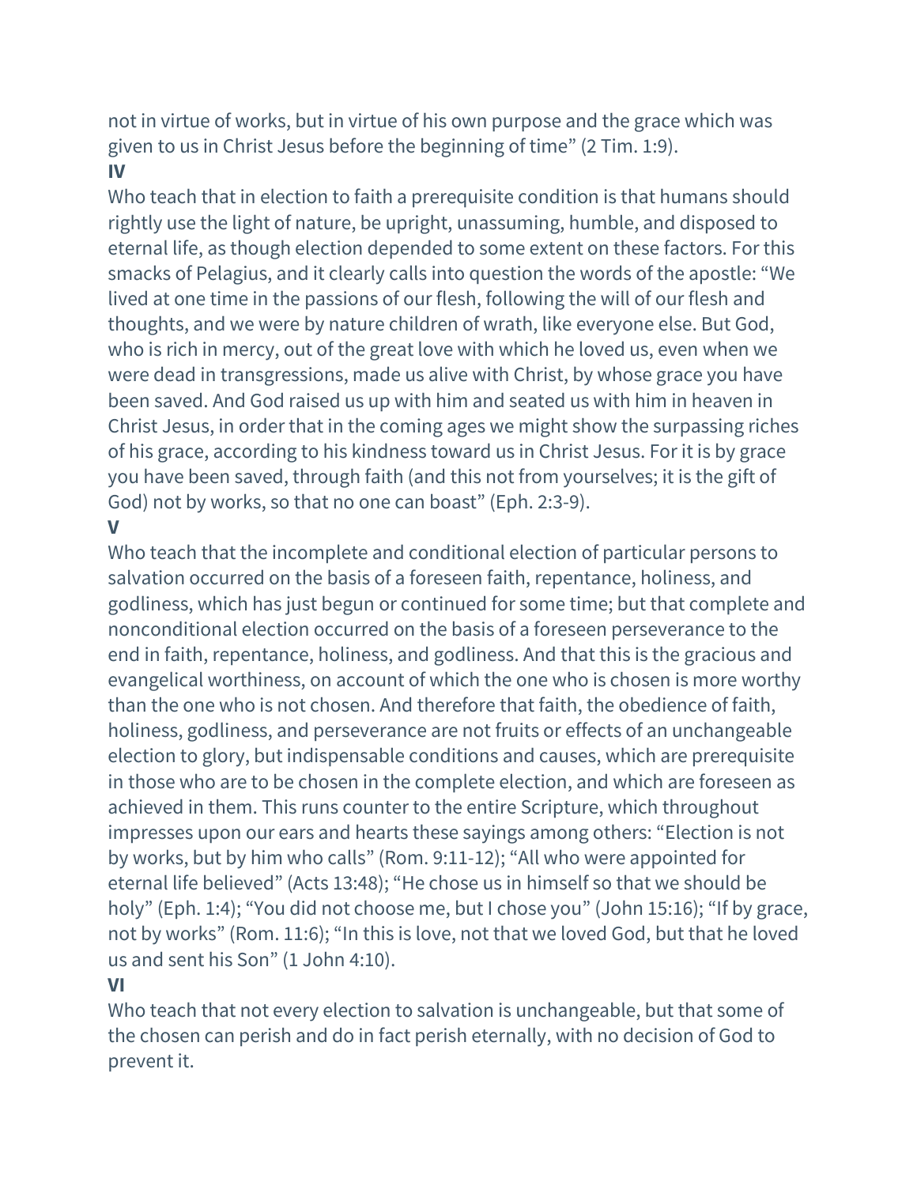not in virtue of works, but in virtue of his own purpose and the grace which was given to us in Christ Jesus before the beginning of time" (2 Tim. 1:9).

**IV**

Who teach that in election to faith a prerequisite condition is that humans should rightly use the light of nature, be upright, unassuming, humble, and disposed to eternal life, as though election depended to some extent on these factors. For this smacks of Pelagius, and it clearly calls into question the words of the apostle: "We lived at one time in the passions of our flesh, following the will of our flesh and thoughts, and we were by nature children of wrath, like everyone else. But God, who is rich in mercy, out of the great love with which he loved us, even when we were dead in transgressions, made us alive with Christ, by whose grace you have been saved. And God raised us up with him and seated us with him in heaven in Christ Jesus, in order that in the coming ages we might show the surpassing riches of his grace, according to his kindness toward us in Christ Jesus. For it is by grace you have been saved, through faith (and this not from yourselves; it is the gift of God) not by works, so that no one can boast" (Eph. 2:3-9).

**V**

Who teach that the incomplete and conditional election of particular persons to salvation occurred on the basis of a foreseen faith, repentance, holiness, and godliness, which has just begun or continued for some time; but that complete and nonconditional election occurred on the basis of a foreseen perseverance to the end in faith, repentance, holiness, and godliness. And that this is the gracious and evangelical worthiness, on account of which the one who is chosen is more worthy than the one who is not chosen. And therefore that faith, the obedience of faith, holiness, godliness, and perseverance are not fruits or effects of an unchangeable election to glory, but indispensable conditions and causes, which are prerequisite in those who are to be chosen in the complete election, and which are foreseen as achieved in them. This runs counter to the entire Scripture, which throughout impresses upon our ears and hearts these sayings among others: "Election is not by works, but by him who calls" (Rom. 9:11-12); "All who were appointed for eternal life believed" (Acts 13:48); "He chose us in himself so that we should be holy" (Eph. 1:4); "You did not choose me, but I chose you" (John 15:16); "If by grace, not by works" (Rom. 11:6); "In this is love, not that we loved God, but that he loved us and sent his Son" (1 John 4:10).

**VI**

Who teach that not every election to salvation is unchangeable, but that some of the chosen can perish and do in fact perish eternally, with no decision of God to prevent it.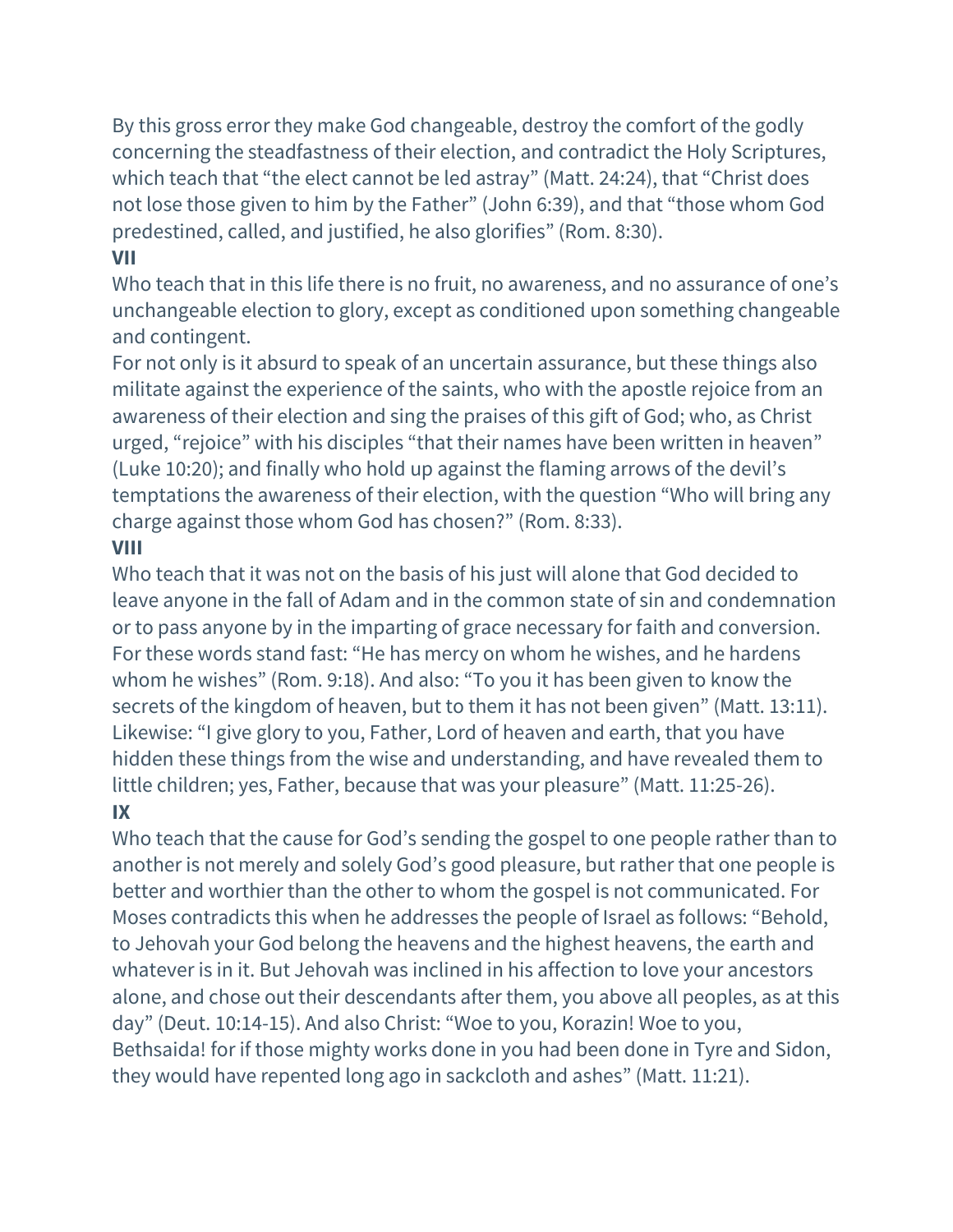By this gross error they make God changeable, destroy the comfort of the godly concerning the steadfastness of their election, and contradict the Holy Scriptures, which teach that “the elect cannot be led astray” (Matt. 24:24), that “Christ does not lose those given to him by the Father” (John 6:39), and that “those whom God predestined, called, and justified, he also glorifies” (Rom. 8:30).

**VII**

Who teach that in this life there is no fruit, no awareness, and no assurance of one’s unchangeable election to glory, except as conditioned upon something changeable and contingent.

For not only is it absurd to speak of an uncertain assurance, but these things also militate against the experience of the saints, who with the apostle rejoice from an awareness of their election and sing the praises of this gift of God; who, as Christ urged, “rejoice” with his disciples “that their names have been written in heaven” (Luke 10:20); and finally who hold up against the flaming arrows of the devil’s temptations the awareness of their election, with the question “Who will bring any charge against those whom God has chosen?” (Rom. 8:33).

**VIII**

Who teach that it was not on the basis of his just will alone that God decided to leave anyone in the fall of Adam and in the common state of sin and condemnation or to pass anyone by in the imparting of grace necessary for faith and conversion. For these words stand fast: “He has mercy on whom he wishes, and he hardens whom he wishes” (Rom. 9:18). And also: “To you it has been given to know the secrets of the kingdom of heaven, but to them it has not been given” (Matt. 13:11). Likewise: “I give glory to you, Father, Lord of heaven and earth, that you have hidden these things from the wise and understanding, and have revealed them to little children; yes, Father, because that was your pleasure” (Matt. 11:25-26).

**IX**

Who teach that the cause for God’s sending the gospel to one people rather than to another is not merely and solely God’s good pleasure, but rather that one people is better and worthier than the other to whom the gospel is not communicated. For Moses contradicts this when he addresses the people of Israel as follows: “Behold, to Jehovah your God belong the heavens and the highest heavens, the earth and whatever is in it. But Jehovah was inclined in his affection to love your ancestors alone, and chose out their descendants after them, you above all peoples, as at this day” (Deut. 10:14-15). And also Christ: “Woe to you, Korazin! Woe to you, Bethsaida! for if those mighty works done in you had been done in Tyre and Sidon, they would have repented long ago in sackcloth and ashes” (Matt. 11:21).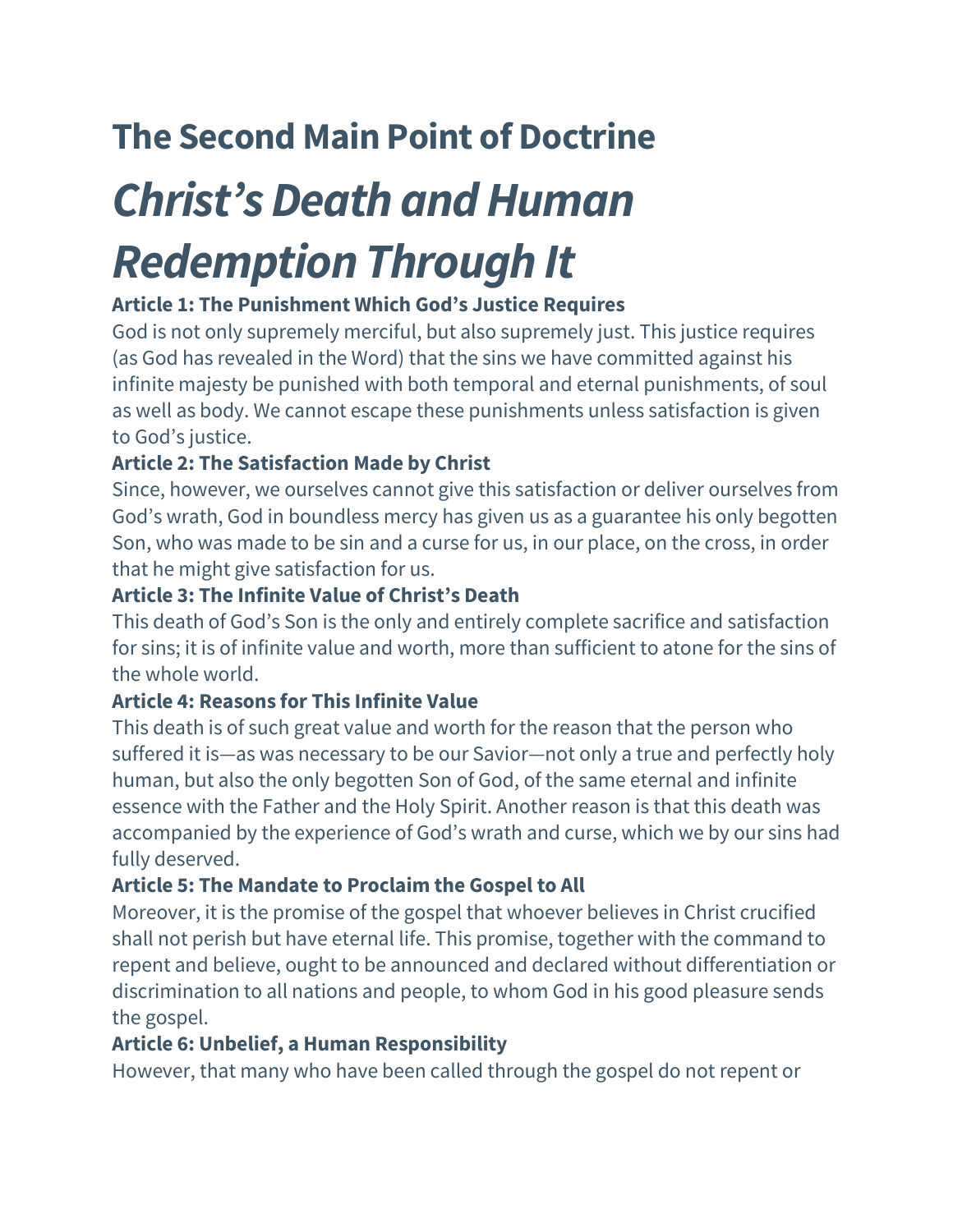# The Second Main Point of Doctrine

## *Christ's Death and Human Redemption Through It*

**Article 1: The Punishment Which God's Justice Requires**

God is not only supremely merciful, but also supremely just. This justice requires (as God has revealed in the Word) that the sins we have committed against his infinite majesty be punished with both temporal and eternal punishments, of soul as well as body. We cannot escape these punishments unless satisfaction is given to God's justice.

**Article 2: The Satisfaction Made by Christ**

Since, however, we ourselves cannot give this satisfaction or deliver ourselves from God's wrath, God in boundless mercy has given us as a guarantee his only begotten Son, who was made to be sin and a curse for us, in our place, on the cross, in order that he might give satisfaction for us.

**Article 3: The Infinite Value of Christ's Death**

This death of God's Son is the only and entirely complete sacrifice and satisfaction for sins; it is of infinite value and worth, more than sufficient to atone for the sins of the whole world.

**Article 4: Reasons for This Infinite Value**

This death is of such great value and worth for the reason that the person who suffered it is—as was necessary to be our Savior—not only a true and perfectly holy human, but also the only begotten Son of God, of the same eternal and infinite essence with the Father and the Holy Spirit. Another reason is that this death was accompanied by the experience of God's wrath and curse, which we by our sins had fully deserved.

**Article 5: The Mandate to Proclaim the Gospel to All**

Moreover, it is the promise of the gospel that whoever believes in Christ crucified shall not perish but have eternal life. This promise, together with the command to repent and believe, ought to be announced and declared without differentiation or discrimination to all nations and people, to whom God in his good pleasure sends the gospel.

**Article 6: Unbelief, a Human Responsibility**

However, that many who have been called through the gospel do not repent or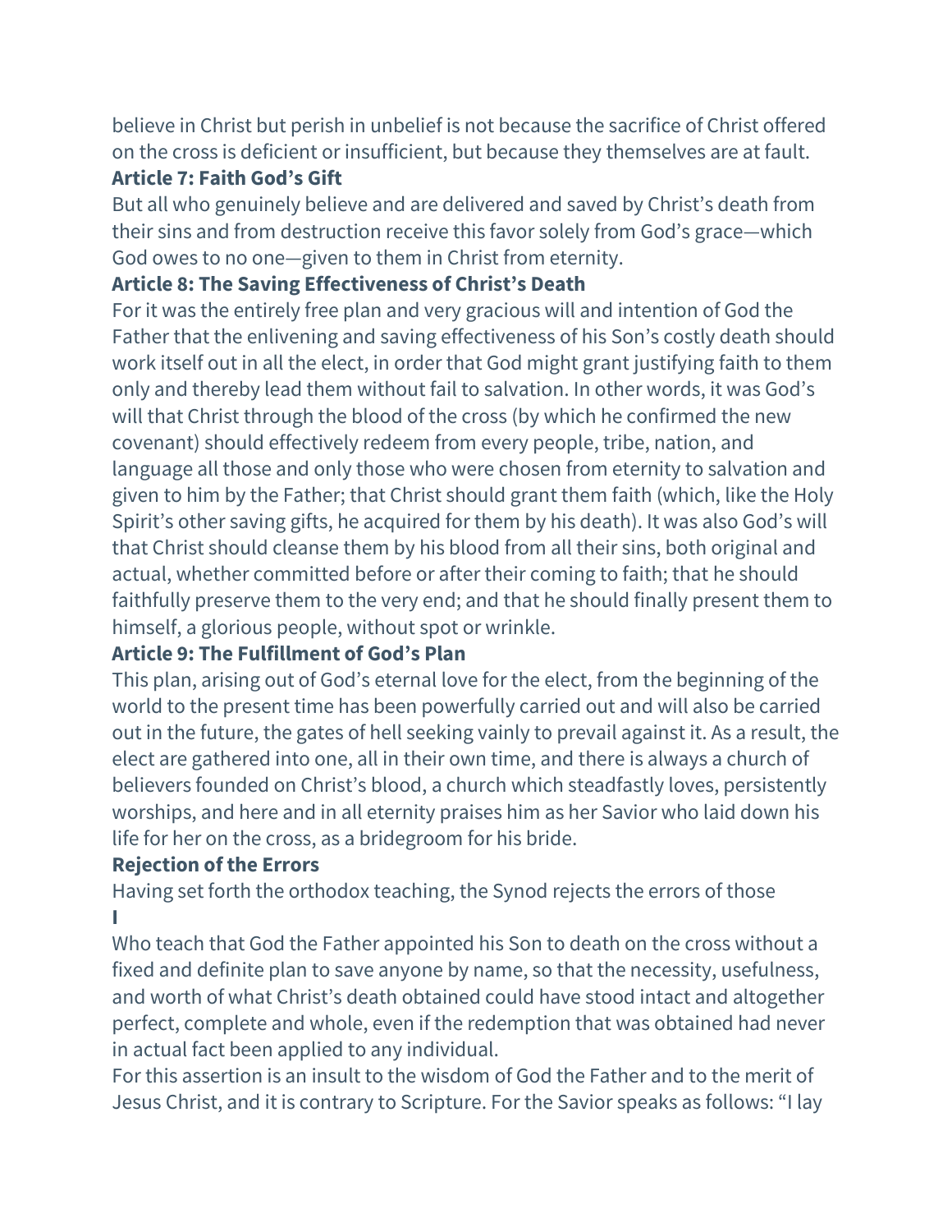believe in Christ but perish in unbelief is not because the sacrifice of Christ offered on the cross is deficient or insufficient, but because they themselves are at fault.

### Article 7: Faith God's Gift

But all who genuinely believe and are delivered and saved by Christ's death from their sins and from destruction receive this favor solely from God's grace—which God owes to no one—given to them in Christ from eternity.

### Article 8: The Saving Effectiveness of Christ's Death

For it was the entirely free plan and very gracious will and intention of God the Father that the enlivening and saving effectiveness of his Son's costly death should work itself out in all the elect, in order that God might grant justifying faith to them only and thereby lead them without fail to salvation. In other words, it was God's will that Christ through the blood of the cross (by which he confirmed the new covenant) should effectively redeem from every people, tribe, nation, and language all those and only those who were chosen from eternity to salvation and given to him by the Father; that Christ should grant them faith (which, like the Holy Spirit's other saving gifts, he acquired for them by his death). It was also God's will that Christ should cleanse them by his blood from all their sins, both original and actual, whether committed before or after their coming to faith; that he should faithfully preserve them to the very end; and that he should finally present them to himself, a glorious people, without spot or wrinkle.

### Article 9: The Fulfillment of God's Plan

This plan, arising out of God's eternal love for the elect, from the beginning of the world to the present time has been powerfully carried out and will also be carried out in the future, the gates of hell seeking vainly to prevail against it. As a result, the elect are gathered into one, all in their own time, and there is always a church of believers founded on Christ's blood, a church which steadfastly loves, persistently worships, and here and in all eternity praises him as her Savior who laid down his life for her on the cross, as a bridegroom for his bride.

### Rejection of the Errors

Having set forth the orthodox teaching, the Synod rejects the errors of those

**I**

Who teach that God the Father appointed his Son to death on the cross without a fixed and definite plan to save anyone by name, so that the necessity, usefulness, and worth of what Christ's death obtained could have stood intact and altogether perfect, complete and whole, even if the redemption that was obtained had never in actual fact been applied to any individual.

For this assertion is an insult to the wisdom of God the Father and to the merit of Jesus Christ, and it is contrary to Scripture. For the Savior speaks as follows: "I lay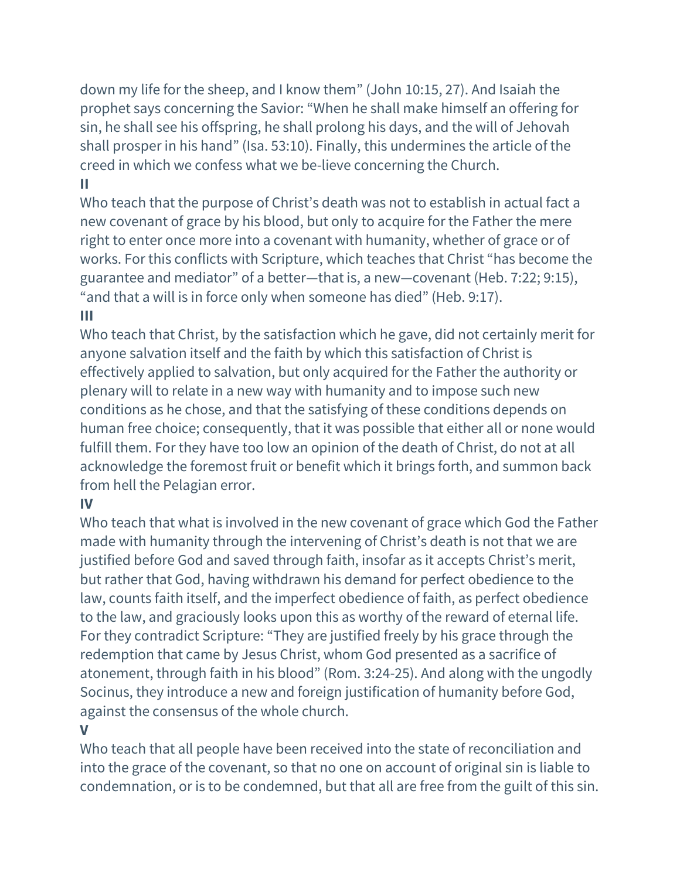down my life for the sheep, and I know them" (John 10:15, 27). And Isaiah the prophet says concerning the Savior: "When he shall make himself an offering for sin, he shall see his offspring, he shall prolong his days, and the will of Jehovah shall prosper in his hand" (Isa. 53:10). Finally, this undermines the article of the creed in which we confess what we be-lieve concerning the Church.

**II**

Who teach that the purpose of Christ's death was not to establish in actual fact a new covenant of grace by his blood, but only to acquire for the Father the mere right to enter once more into a covenant with humanity, whether of grace or of works. For this conflicts with Scripture, which teaches that Christ "has become the guarantee and mediator" of a better—that is, a new—covenant (Heb. 7:22; 9:15), "and that a will is in force only when someone has died" (Heb. 9:17).

**III**

Who teach that Christ, by the satisfaction which he gave, did not certainly merit for anyone salvation itself and the faith by which this satisfaction of Christ is effectively applied to salvation, but only acquired for the Father the authority or plenary will to relate in a new way with humanity and to impose such new conditions as he chose, and that the satisfying of these conditions depends on human free choice; consequently, that it was possible that either all or none would fulfill them. For they have too low an opinion of the death of Christ, do not at all acknowledge the foremost fruit or benefit which it brings forth, and summon back from hell the Pelagian error.

**IV**

Who teach that what is involved in the new covenant of grace which God the Father made with humanity through the intervening of Christ's death is not that we are justified before God and saved through faith, insofar as it accepts Christ's merit, but rather that God, having withdrawn his demand for perfect obedience to the law, counts faith itself, and the imperfect obedience of faith, as perfect obedience to the law, and graciously looks upon this as worthy of the reward of eternal life. For they contradict Scripture: "They are justified freely by his grace through the redemption that came by Jesus Christ, whom God presented as a sacrifice of atonement, through faith in his blood" (Rom. 3:24-25). And along with the ungodly Socinus, they introduce a new and foreign justification of humanity before God, against the consensus of the whole church.

**V**

Who teach that all people have been received into the state of reconciliation and into the grace of the covenant, so that no one on account of original sin is liable to condemnation, or is to be condemned, but that all are free from the guilt of this sin.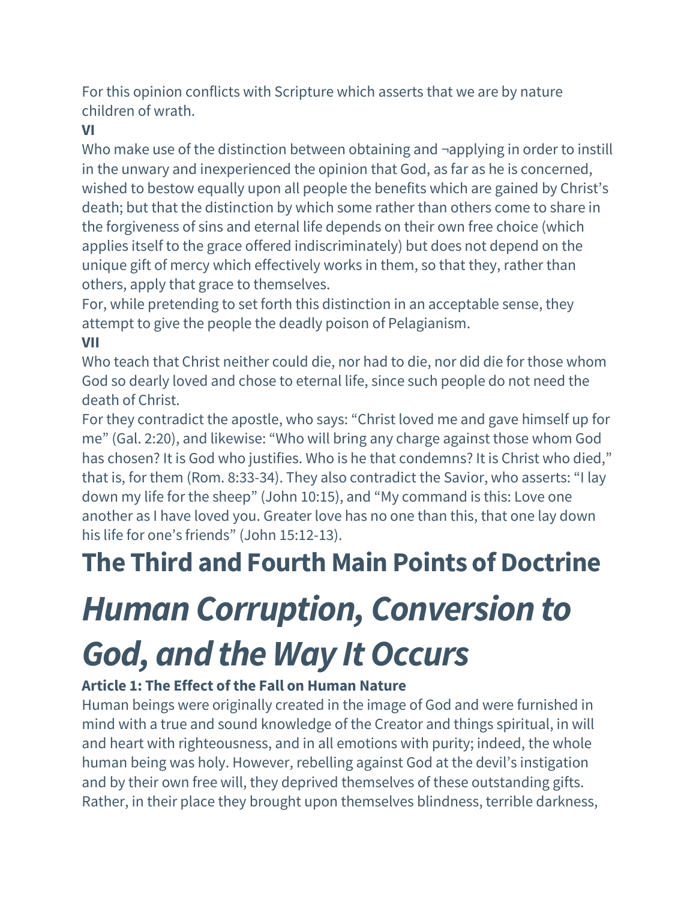For this opinion conflicts with Scripture which asserts that we are by nature children of wrath.

**VI**

Who make use of the distinction between obtaining and ¬applying in order to instill in the unwary and inexperienced the opinion that God, as far as he is concerned, wished to bestow equally upon all people the benefits which are gained by Christ's death; but that the distinction by which some rather than others come to share in the forgiveness of sins and eternal life depends on their own free choice (which applies itself to the grace offered indiscriminately) but does not depend on the unique gift of mercy which effectively works in them, so that they, rather than others, apply that grace to themselves.

For, while pretending to set forth this distinction in an acceptable sense, they attempt to give the people the deadly poison of Pelagianism.

**VII**

Who teach that Christ neither could die, nor had to die, nor did die for those whom God so dearly loved and chose to eternal life, since such people do not need the death of Christ.

For they contradict the apostle, who says: "Christ loved me and gave himself up for me" (Gal. 2:20), and likewise: "Who will bring any charge against those whom God has chosen? It is God who justifies. Who is he that condemns? It is Christ who died," that is, for them (Rom. 8:33-34). They also contradict the Savior, who asserts: "I lay down my life for the sheep" (John 10:15), and "My command is this: Love one another as I have loved you. Greater love has no one than this, that one lay down his life for one's friends" (John 15:12-13).

# The Third and Fourth Main Points of Doctrine

# *Human Corruption, Conversion to God, and the Way It Occurs*

**Article 1: The Effect of the Fall on Human Nature**

Human beings were originally created in the image of God and were furnished in mind with a true and sound knowledge of the Creator and things spiritual, in will and heart with righteousness, and in all emotions with purity; indeed, the whole human being was holy. However, rebelling against God at the devil's instigation and by their own free will, they deprived themselves of these outstanding gifts. Rather, in their place they brought upon themselves blindness, terrible darkness,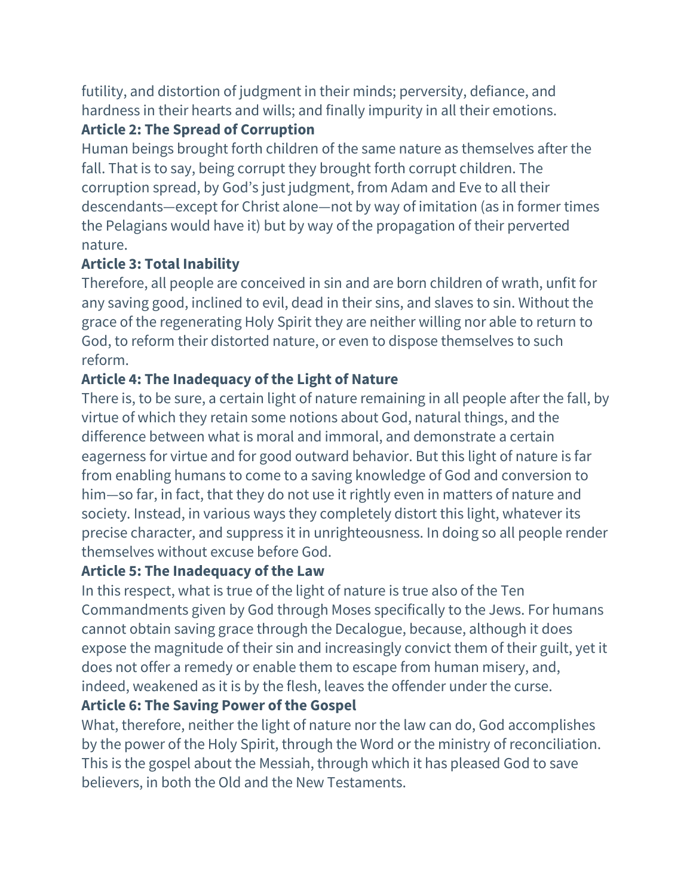futility, and distortion of judgment in their minds; perversity, defiance, and hardness in their hearts and wills; and finally impurity in all their emotions.

**Article 2: The Spread of Corruption**

Human beings brought forth children of the same nature as themselves after the fall. That is to say, being corrupt they brought forth corrupt children. The corruption spread, by God's just judgment, from Adam and Eve to all their descendants—except for Christ alone—not by way of imitation (as in former times the Pelagians would have it) but by way of the propagation of their perverted nature.

**Article 3: Total Inability**

Therefore, all people are conceived in sin and are born children of wrath, unfit for any saving good, inclined to evil, dead in their sins, and slaves to sin. Without the grace of the regenerating Holy Spirit they are neither willing nor able to return to God, to reform their distorted nature, or even to dispose themselves to such reform.

**Article 4: The Inadequacy of the Light of Nature**

There is, to be sure, a certain light of nature remaining in all people after the fall, by virtue of which they retain some notions about God, natural things, and the difference between what is moral and immoral, and demonstrate a certain eagerness for virtue and for good outward behavior. But this light of nature is far from enabling humans to come to a saving knowledge of God and conversion to him—so far, in fact, that they do not use it rightly even in matters of nature and society. Instead, in various ways they completely distort this light, whatever its precise character, and suppress it in unrighteousness. In doing so all people render themselves without excuse before God.

**Article 5: The Inadequacy of the Law**

In this respect, what is true of the light of nature is true also of the Ten Commandments given by God through Moses specifically to the Jews. For humans cannot obtain saving grace through the Decalogue, because, although it does expose the magnitude of their sin and increasingly convict them of their guilt, yet it does not offer a remedy or enable them to escape from human misery, and, indeed, weakened as it is by the flesh, leaves the offender under the curse.

**Article 6: The Saving Power of the Gospel**

What, therefore, neither the light of nature nor the law can do, God accomplishes by the power of the Holy Spirit, through the Word or the ministry of reconciliation. This is the gospel about the Messiah, through which it has pleased God to save believers, in both the Old and the New Testaments.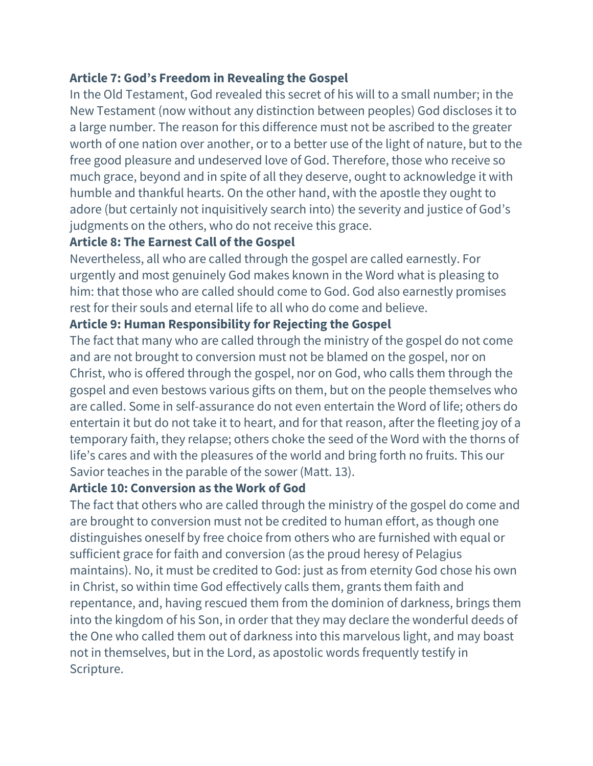**Article 7: God's Freedom in Revealing the Gospel**

In the Old Testament, God revealed this secret of his will to a small number; in the New Testament (now without any distinction between peoples) God discloses it to a large number. The reason for this difference must not be ascribed to the greater worth of one nation over another, or to a better use of the light of nature, but to the free good pleasure and undeserved love of God. Therefore, those who receive so much grace, beyond and in spite of all they deserve, ought to acknowledge it with humble and thankful hearts. On the other hand, with the apostle they ought to adore (but certainly not inquisitively search into) the severity and justice of God's judgments on the others, who do not receive this grace.

**Article 8: The Earnest Call of the Gospel**

Nevertheless, all who are called through the gospel are called earnestly. For urgently and most genuinely God makes known in the Word what is pleasing to him: that those who are called should come to God. God also earnestly promises rest for their souls and eternal life to all who do come and believe.

**Article 9: Human Responsibility for Rejecting the Gospel**

The fact that many who are called through the ministry of the gospel do not come and are not brought to conversion must not be blamed on the gospel, nor on Christ, who is offered through the gospel, nor on God, who calls them through the gospel and even bestows various gifts on them, but on the people themselves who are called. Some in self-assurance do not even entertain the Word of life; others do entertain it but do not take it to heart, and for that reason, after the fleeting joy of a temporary faith, they relapse; others choke the seed of the Word with the thorns of life's cares and with the pleasures of the world and bring forth no fruits. This our Savior teaches in the parable of the sower (Matt. 13).

**Article 10: Conversion as the Work of God**

The fact that others who are called through the ministry of the gospel do come and are brought to conversion must not be credited to human effort, as though one distinguishes oneself by free choice from others who are furnished with equal or sufficient grace for faith and conversion (as the proud heresy of Pelagius maintains). No, it must be credited to God: just as from eternity God chose his own in Christ, so within time God effectively calls them, grants them faith and repentance, and, having rescued them from the dominion of darkness, brings them into the kingdom of his Son, in order that they may declare the wonderful deeds of the One who called them out of darkness into this marvelous light, and may boast not in themselves, but in the Lord, as apostolic words frequently testify in Scripture.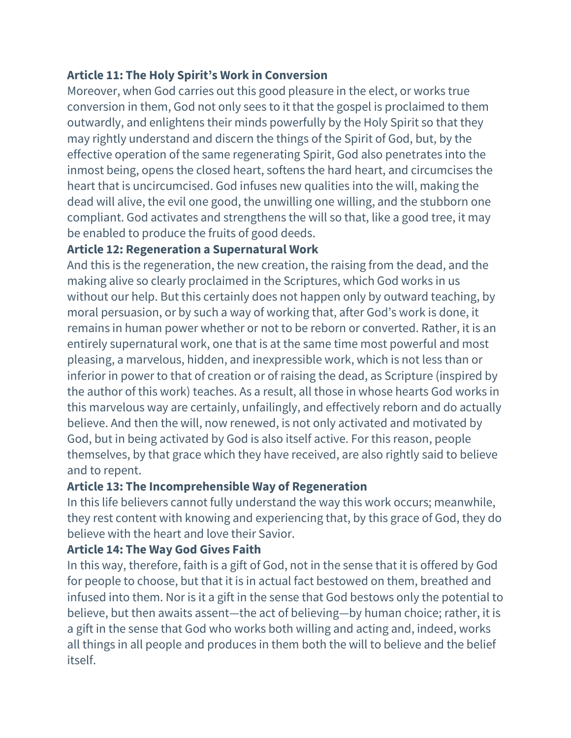**Article 11: The Holy Spirit's Work in Conversion**

Moreover, when God carries out this good pleasure in the elect, or works true conversion in them, God not only sees to it that the gospel is proclaimed to them outwardly, and enlightens their minds powerfully by the Holy Spirit so that they may rightly understand and discern the things of the Spirit of God, but, by the effective operation of the same regenerating Spirit, God also penetrates into the inmost being, opens the closed heart, softens the hard heart, and circumcises the heart that is uncircumcised. God infuses new qualities into the will, making the dead will alive, the evil one good, the unwilling one willing, and the stubborn one compliant. God activates and strengthens the will so that, like a good tree, it may be enabled to produce the fruits of good deeds.

**Article 12: Regeneration a Supernatural Work**

And this is the regeneration, the new creation, the raising from the dead, and the making alive so clearly proclaimed in the Scriptures, which God works in us without our help. But this certainly does not happen only by outward teaching, by moral persuasion, or by such a way of working that, after God's work is done, it remains in human power whether or not to be reborn or converted. Rather, it is an entirely supernatural work, one that is at the same time most powerful and most pleasing, a marvelous, hidden, and inexpressible work, which is not less than or inferior in power to that of creation or of raising the dead, as Scripture (inspired by the author of this work) teaches. As a result, all those in whose hearts God works in this marvelous way are certainly, unfailingly, and effectively reborn and do actually believe. And then the will, now renewed, is not only activated and motivated by God, but in being activated by God is also itself active. For this reason, people themselves, by that grace which they have received, are also rightly said to believe and to repent.

**Article 13: The Incomprehensible Way of Regeneration**

In this life believers cannot fully understand the way this work occurs; meanwhile, they rest content with knowing and experiencing that, by this grace of God, they do believe with the heart and love their Savior.

**Article 14: The Way God Gives Faith**

In this way, therefore, faith is a gift of God, not in the sense that it is offered by God for people to choose, but that it is in actual fact bestowed on them, breathed and infused into them. Nor is it a gift in the sense that God bestows only the potential to believe, but then awaits assent—the act of believing—by human choice; rather, it is a gift in the sense that God who works both willing and acting and, indeed, works all things in all people and produces in them both the will to believe and the belief itself.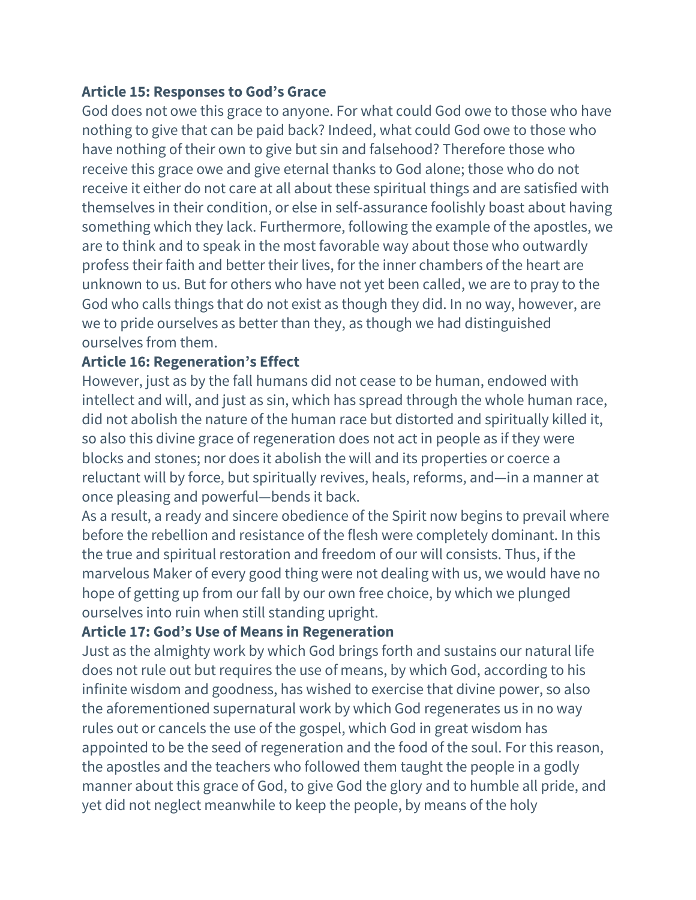**Article 15: Responses to God's Grace**

God does not owe this grace to anyone. For what could God owe to those who have nothing to give that can be paid back? Indeed, what could God owe to those who have nothing of their own to give but sin and falsehood? Therefore those who receive this grace owe and give eternal thanks to God alone; those who do not receive it either do not care at all about these spiritual things and are satisfied with themselves in their condition, or else in self-assurance foolishly boast about having something which they lack. Furthermore, following the example of the apostles, we are to think and to speak in the most favorable way about those who outwardly profess their faith and better their lives, for the inner chambers of the heart are unknown to us. But for others who have not yet been called, we are to pray to the God who calls things that do not exist as though they did. In no way, however, are we to pride ourselves as better than they, as though we had distinguished ourselves from them.

**Article 16: Regeneration's Effect**

However, just as by the fall humans did not cease to be human, endowed with intellect and will, and just as sin, which has spread through the whole human race, did not abolish the nature of the human race but distorted and spiritually killed it, so also this divine grace of regeneration does not act in people as if they were blocks and stones; nor does it abolish the will and its properties or coerce a reluctant will by force, but spiritually revives, heals, reforms, and—in a manner at once pleasing and powerful—bends it back.

As a result, a ready and sincere obedience of the Spirit now begins to prevail where before the rebellion and resistance of the flesh were completely dominant. In this the true and spiritual restoration and freedom of our will consists. Thus, if the marvelous Maker of every good thing were not dealing with us, we would have no hope of getting up from our fall by our own free choice, by which we plunged ourselves into ruin when still standing upright.

**Article 17: God's Use of Means in Regeneration**

Just as the almighty work by which God brings forth and sustains our natural life does not rule out but requires the use of means, by which God, according to his infinite wisdom and goodness, has wished to exercise that divine power, so also the aforementioned supernatural work by which God regenerates us in no way rules out or cancels the use of the gospel, which God in great wisdom has appointed to be the seed of regeneration and the food of the soul. For this reason, the apostles and the teachers who followed them taught the people in a godly manner about this grace of God, to give God the glory and to humble all pride, and yet did not neglect meanwhile to keep the people, by means of the holy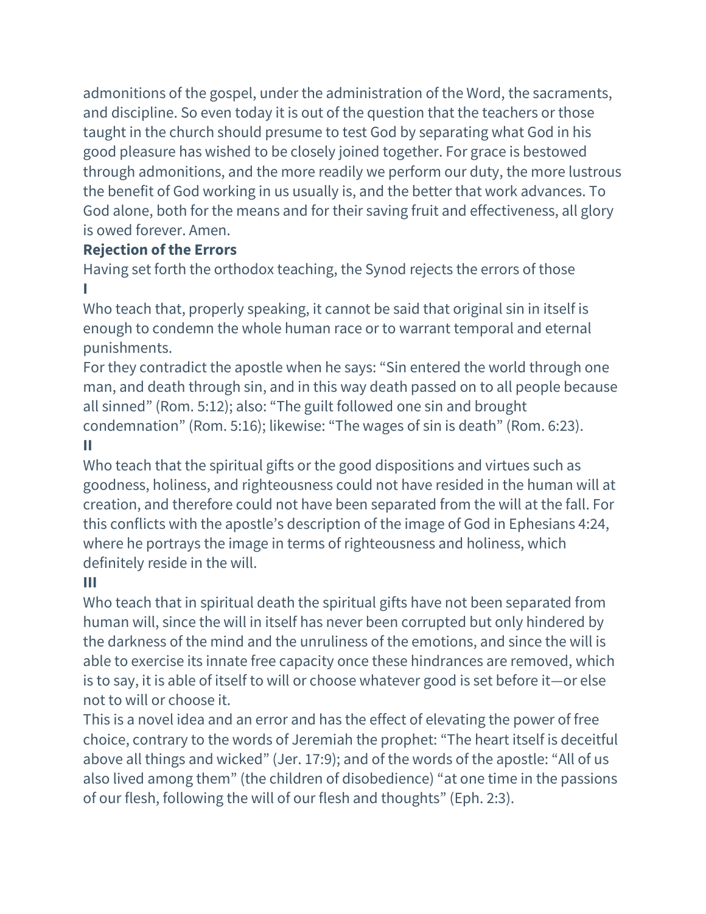admonitions of the gospel, under the administration of the Word, the sacraments, and discipline. So even today it is out of the question that the teachers or those taught in the church should presume to test God by separating what God in his good pleasure has wished to be closely joined together. For grace is bestowed through admonitions, and the more readily we perform our duty, the more lustrous the benefit of God working in us usually is, and the better that work advances. To God alone, both for the means and for their saving fruit and effectiveness, all glory is owed forever. Amen.

**Rejection of the Errors**

Having set forth the orthodox teaching, the Synod rejects the errors of those

**I**

Who teach that, properly speaking, it cannot be said that original sin in itself is enough to condemn the whole human race or to warrant temporal and eternal punishments.

For they contradict the apostle when he says: “Sin entered the world through one man, and death through sin, and in this way death passed on to all people because all sinned” (Rom. 5:12); also: “The guilt followed one sin and brought condemnation” (Rom. 5:16); likewise: “The wages of sin is death” (Rom. 6:23).

**II**

Who teach that the spiritual gifts or the good dispositions and virtues such as goodness, holiness, and righteousness could not have resided in the human will at creation, and therefore could not have been separated from the will at the fall. For this conflicts with the apostle’s description of the image of God in Ephesians 4:24, where he portrays the image in terms of righteousness and holiness, which definitely reside in the will.

**III**

Who teach that in spiritual death the spiritual gifts have not been separated from human will, since the will in itself has never been corrupted but only hindered by the darkness of the mind and the unruliness of the emotions, and since the will is able to exercise its innate free capacity once these hindrances are removed, which is to say, it is able of itself to will or choose whatever good is set before it—or else not to will or choose it.

This is a novel idea and an error and has the effect of elevating the power of free choice, contrary to the words of Jeremiah the prophet: “The heart itself is deceitful above all things and wicked” (Jer. 17:9); and of the words of the apostle: “All of us also lived among them” (the children of disobedience) “at one time in the passions of our flesh, following the will of our flesh and thoughts” (Eph. 2:3).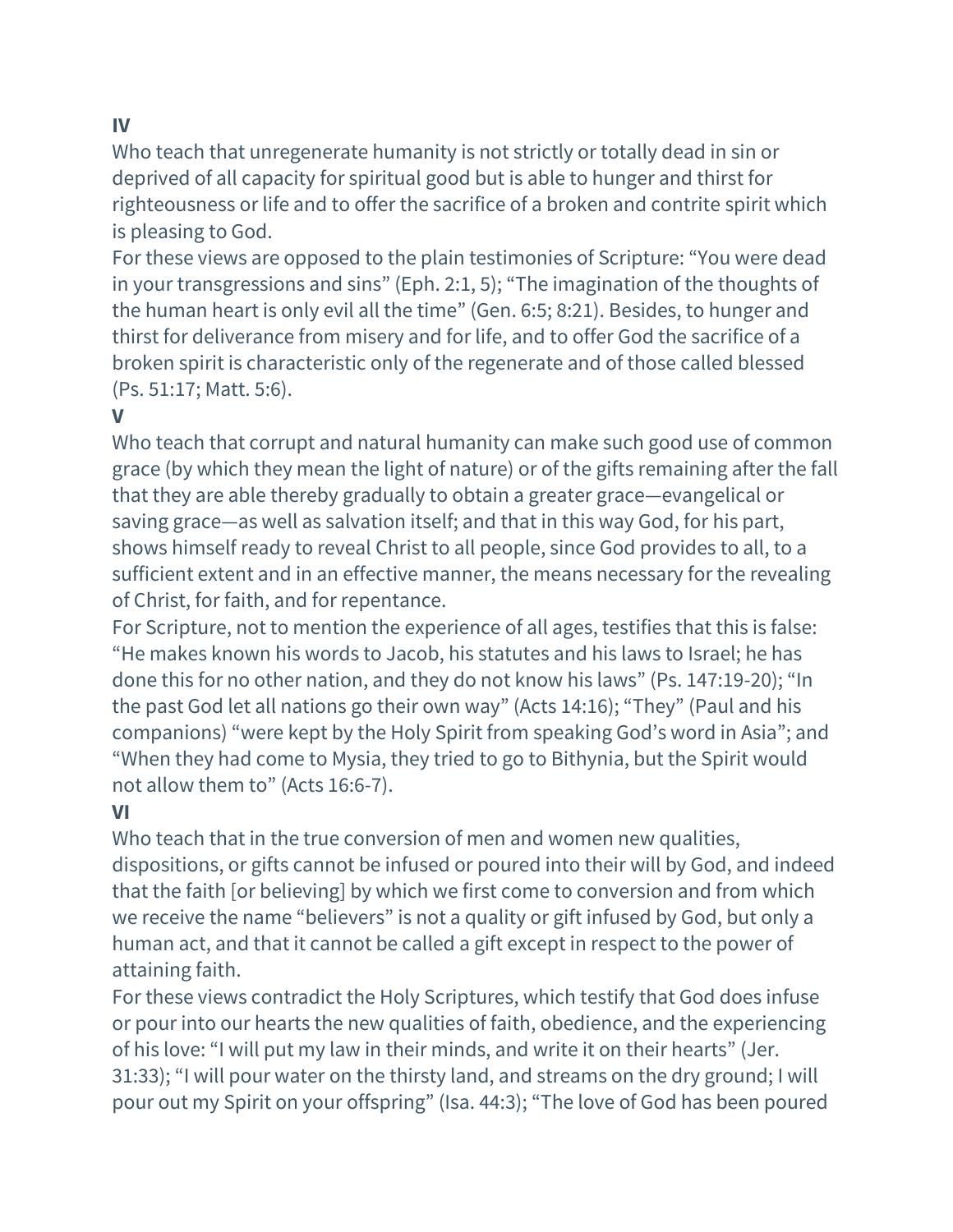**IV**

Who teach that unregenerate humanity is not strictly or totally dead in sin or deprived of all capacity for spiritual good but is able to hunger and thirst for righteousness or life and to offer the sacrifice of a broken and contrite spirit which is pleasing to God.

For these views are opposed to the plain testimonies of Scripture: “You were dead in your transgressions and sins” (Eph. 2:1, 5); “The imagination of the thoughts of the human heart is only evil all the time” (Gen. 6:5; 8:21). Besides, to hunger and thirst for deliverance from misery and for life, and to offer God the sacrifice of a broken spirit is characteristic only of the regenerate and of those called blessed (Ps. 51:17; Matt. 5:6).

**V**

Who teach that corrupt and natural humanity can make such good use of common grace (by which they mean the light of nature) or of the gifts remaining after the fall that they are able thereby gradually to obtain a greater grace—evangelical or saving grace—as well as salvation itself; and that in this way God, for his part, shows himself ready to reveal Christ to all people, since God provides to all, to a sufficient extent and in an effective manner, the means necessary for the revealing of Christ, for faith, and for repentance.

For Scripture, not to mention the experience of all ages, testifies that this is false: “He makes known his words to Jacob, his statutes and his laws to Israel; he has done this for no other nation, and they do not know his laws” (Ps. 147:19-20); “In the past God let all nations go their own way” (Acts 14:16); “They” (Paul and his companions) “were kept by the Holy Spirit from speaking God’s word in Asia”; and “When they had come to Mysia, they tried to go to Bithynia, but the Spirit would not allow them to” (Acts 16:6-7).

**VI**

Who teach that in the true conversion of men and women new qualities, dispositions, or gifts cannot be infused or poured into their will by God, and indeed that the faith [or believing] by which we first come to conversion and from which we receive the name “believers” is not a quality or gift infused by God, but only a human act, and that it cannot be called a gift except in respect to the power of attaining faith.

For these views contradict the Holy Scriptures, which testify that God does infuse or pour into our hearts the new qualities of faith, obedience, and the experiencing of his love: “I will put my law in their minds, and write it on their hearts” (Jer. 31:33); “I will pour water on the thirsty land, and streams on the dry ground; I will pour out my Spirit on your offspring” (Isa. 44:3); “The love of God has been poured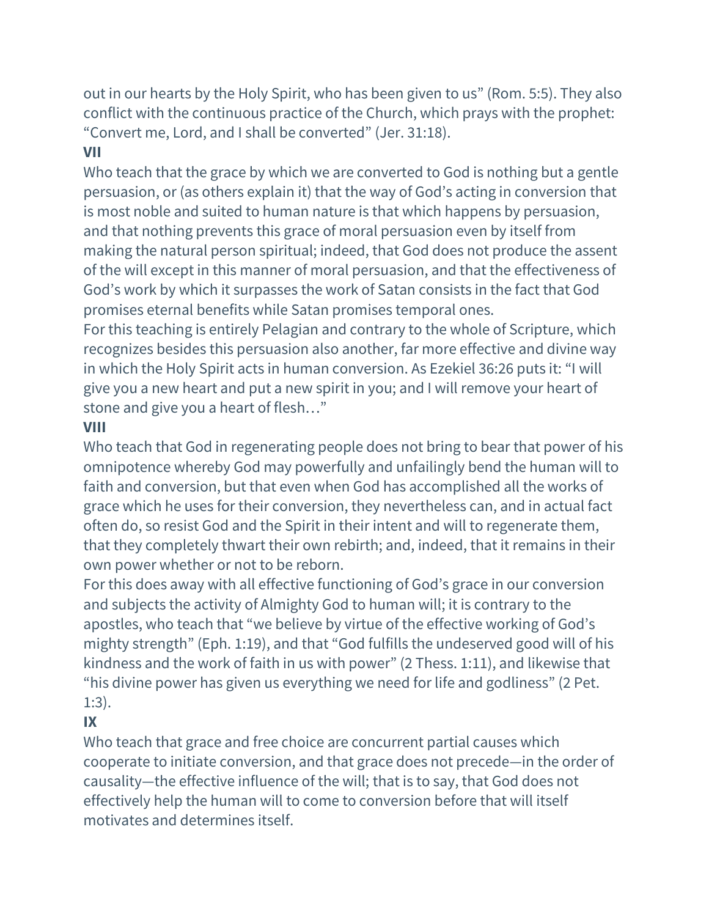out in our hearts by the Holy Spirit, who has been given to us" (Rom. 5:5). They also conflict with the continuous practice of the Church, which prays with the prophet: "Convert me, Lord, and I shall be converted" (Jer. 31:18).

**VII**

Who teach that the grace by which we are converted to God is nothing but a gentle persuasion, or (as others explain it) that the way of God's acting in conversion that is most noble and suited to human nature is that which happens by persuasion, and that nothing prevents this grace of moral persuasion even by itself from making the natural person spiritual; indeed, that God does not produce the assent of the will except in this manner of moral persuasion, and that the effectiveness of God's work by which it surpasses the work of Satan consists in the fact that God promises eternal benefits while Satan promises temporal ones.

For this teaching is entirely Pelagian and contrary to the whole of Scripture, which recognizes besides this persuasion also another, far more effective and divine way in which the Holy Spirit acts in human conversion. As Ezekiel 36:26 puts it: "I will give you a new heart and put a new spirit in you; and I will remove your heart of stone and give you a heart of flesh…"

**VIII**

Who teach that God in regenerating people does not bring to bear that power of his omnipotence whereby God may powerfully and unfailingly bend the human will to faith and conversion, but that even when God has accomplished all the works of grace which he uses for their conversion, they nevertheless can, and in actual fact often do, so resist God and the Spirit in their intent and will to regenerate them, that they completely thwart their own rebirth; and, indeed, that it remains in their own power whether or not to be reborn.

For this does away with all effective functioning of God's grace in our conversion and subjects the activity of Almighty God to human will; it is contrary to the apostles, who teach that "we believe by virtue of the effective working of God's mighty strength" (Eph. 1:19), and that "God fulfills the undeserved good will of his kindness and the work of faith in us with power" (2 Thess. 1:11), and likewise that "his divine power has given us everything we need for life and godliness" (2 Pet. 1:3).

**IX**

Who teach that grace and free choice are concurrent partial causes which cooperate to initiate conversion, and that grace does not precede—in the order of causality—the effective influence of the will; that is to say, that God does not effectively help the human will to come to conversion before that will itself motivates and determines itself.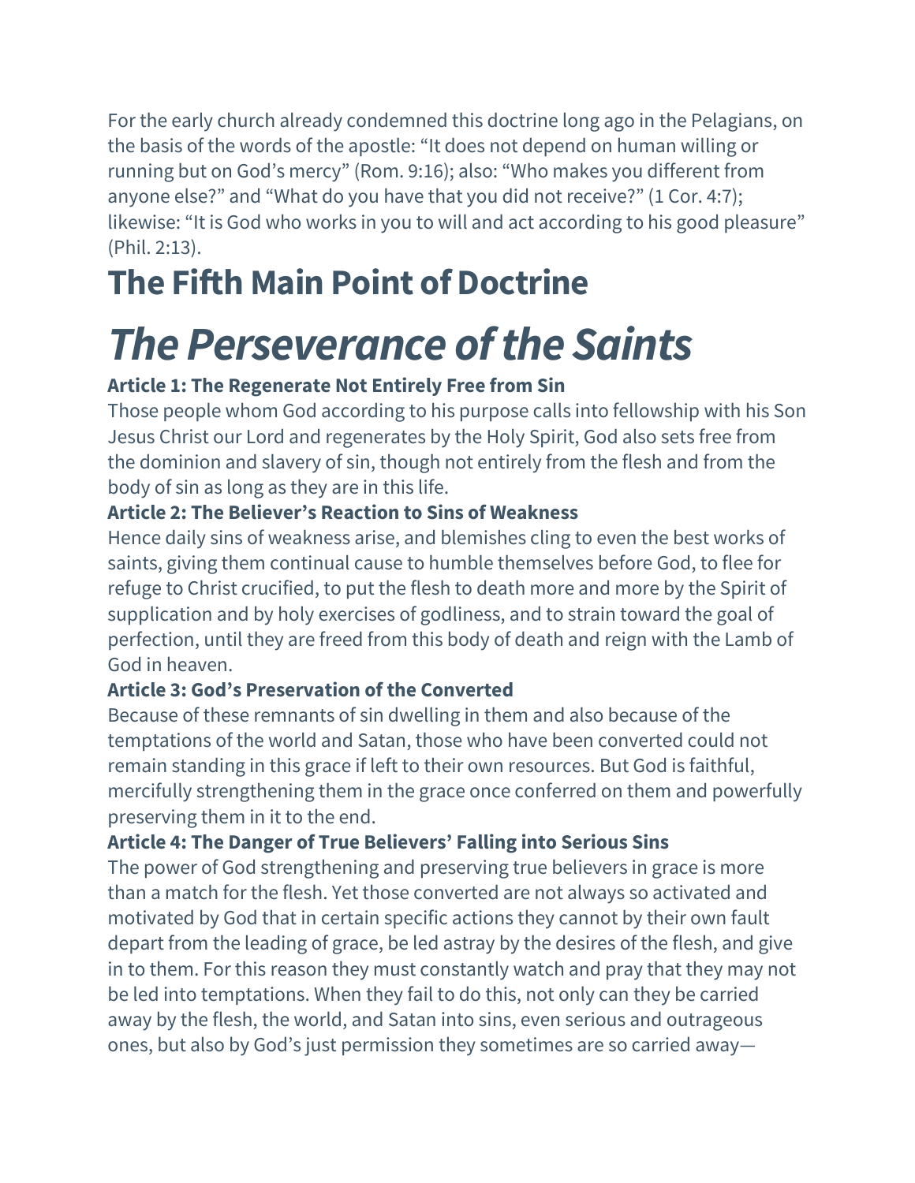For the early church already condemned this doctrine long ago in the Pelagians, on the basis of the words of the apostle: "It does not depend on human willing or running but on God's mercy" (Rom. 9:16); also: "Who makes you different from anyone else?" and "What do you have that you did not receive?" (1 Cor. 4:7); likewise: "It is God who works in you to will and act according to his good pleasure" (Phil. 2:13).

## The Fifth Main Point of Doctrine

# *The Perseverance of the Saints*

### Article 1: The Regenerate Not Entirely Free from Sin

Those people whom God according to his purpose calls into fellowship with his Son Jesus Christ our Lord and regenerates by the Holy Spirit, God also sets free from the dominion and slavery of sin, though not entirely from the flesh and from the body of sin as long as they are in this life.

### Article 2: The Believer's Reaction to Sins of Weakness

Hence daily sins of weakness arise, and blemishes cling to even the best works of saints, giving them continual cause to humble themselves before God, to flee for refuge to Christ crucified, to put the flesh to death more and more by the Spirit of supplication and by holy exercises of godliness, and to strain toward the goal of perfection, until they are freed from this body of death and reign with the Lamb of God in heaven.

### Article 3: God's Preservation of the Converted

Because of these remnants of sin dwelling in them and also because of the temptations of the world and Satan, those who have been converted could not remain standing in this grace if left to their own resources. But God is faithful, mercifully strengthening them in the grace once conferred on them and powerfully preserving them in it to the end.

### Article 4: The Danger of True Believers' Falling into Serious Sins

The power of God strengthening and preserving true believers in grace is more than a match for the flesh. Yet those converted are not always so activated and motivated by God that in certain specific actions they cannot by their own fault depart from the leading of grace, be led astray by the desires of the flesh, and give in to them. For this reason they must constantly watch and pray that they may not be led into temptations. When they fail to do this, not only can they be carried away by the flesh, the world, and Satan into sins, even serious and outrageous ones, but also by God's just permission they sometimes are so carried away—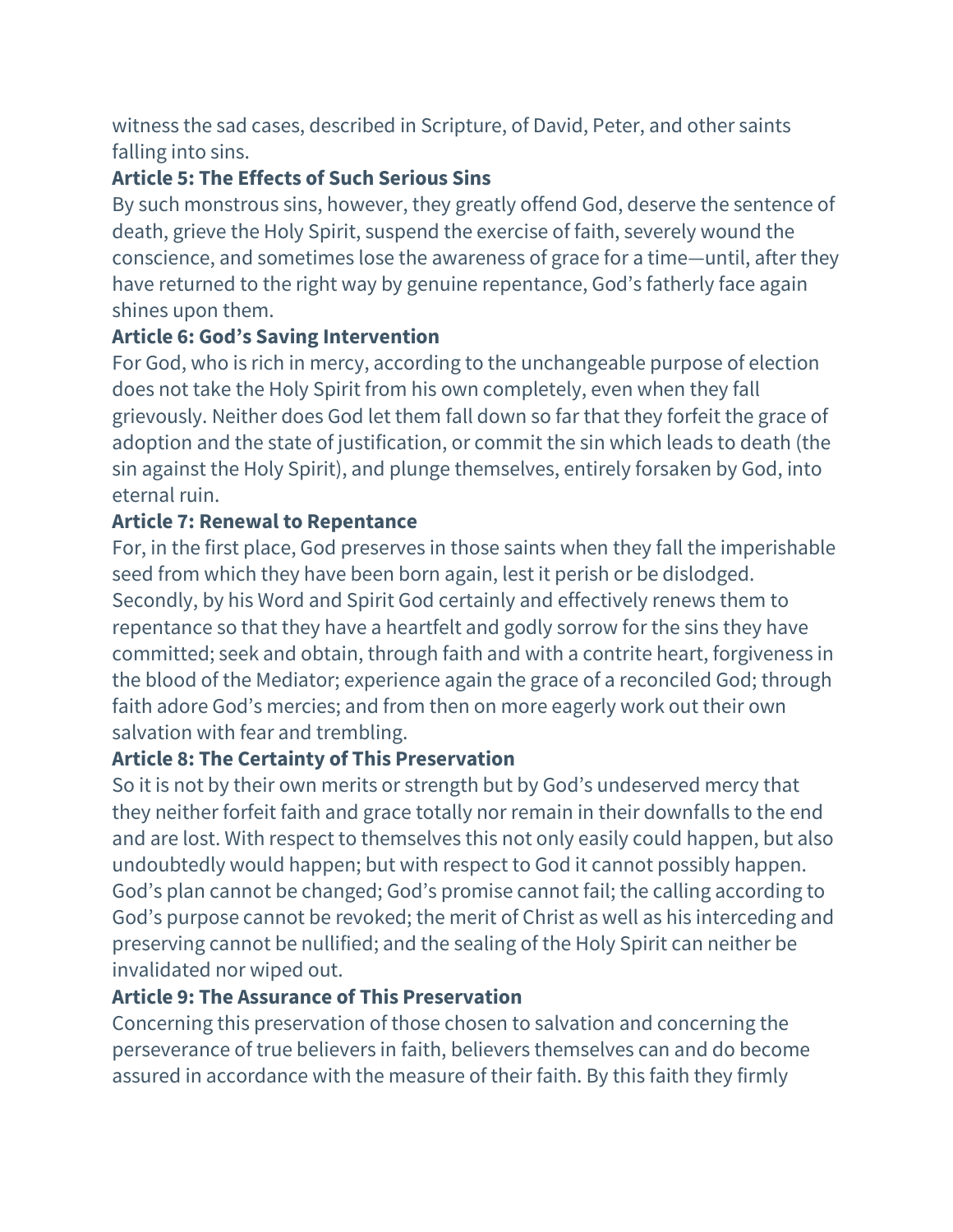witness the sad cases, described in Scripture, of David, Peter, and other saints falling into sins.

**Article 5: The Effects of Such Serious Sins**

By such monstrous sins, however, they greatly offend God, deserve the sentence of death, grieve the Holy Spirit, suspend the exercise of faith, severely wound the conscience, and sometimes lose the awareness of grace for a time—until, after they have returned to the right way by genuine repentance, God's fatherly face again shines upon them.

**Article 6: God's Saving Intervention**

For God, who is rich in mercy, according to the unchangeable purpose of election does not take the Holy Spirit from his own completely, even when they fall grievously. Neither does God let them fall down so far that they forfeit the grace of adoption and the state of justification, or commit the sin which leads to death (the sin against the Holy Spirit), and plunge themselves, entirely forsaken by God, into eternal ruin.

**Article 7: Renewal to Repentance**

For, in the first place, God preserves in those saints when they fall the imperishable seed from which they have been born again, lest it perish or be dislodged. Secondly, by his Word and Spirit God certainly and effectively renews them to repentance so that they have a heartfelt and godly sorrow for the sins they have committed; seek and obtain, through faith and with a contrite heart, forgiveness in the blood of the Mediator; experience again the grace of a reconciled God; through faith adore God's mercies; and from then on more eagerly work out their own salvation with fear and trembling.

**Article 8: The Certainty of This Preservation**

So it is not by their own merits or strength but by God's undeserved mercy that they neither forfeit faith and grace totally nor remain in their downfalls to the end and are lost. With respect to themselves this not only easily could happen, but also undoubtedly would happen; but with respect to God it cannot possibly happen. God's plan cannot be changed; God's promise cannot fail; the calling according to God's purpose cannot be revoked; the merit of Christ as well as his interceding and preserving cannot be nullified; and the sealing of the Holy Spirit can neither be invalidated nor wiped out.

**Article 9: The Assurance of This Preservation**

Concerning this preservation of those chosen to salvation and concerning the perseverance of true believers in faith, believers themselves can and do become assured in accordance with the measure of their faith. By this faith they firmly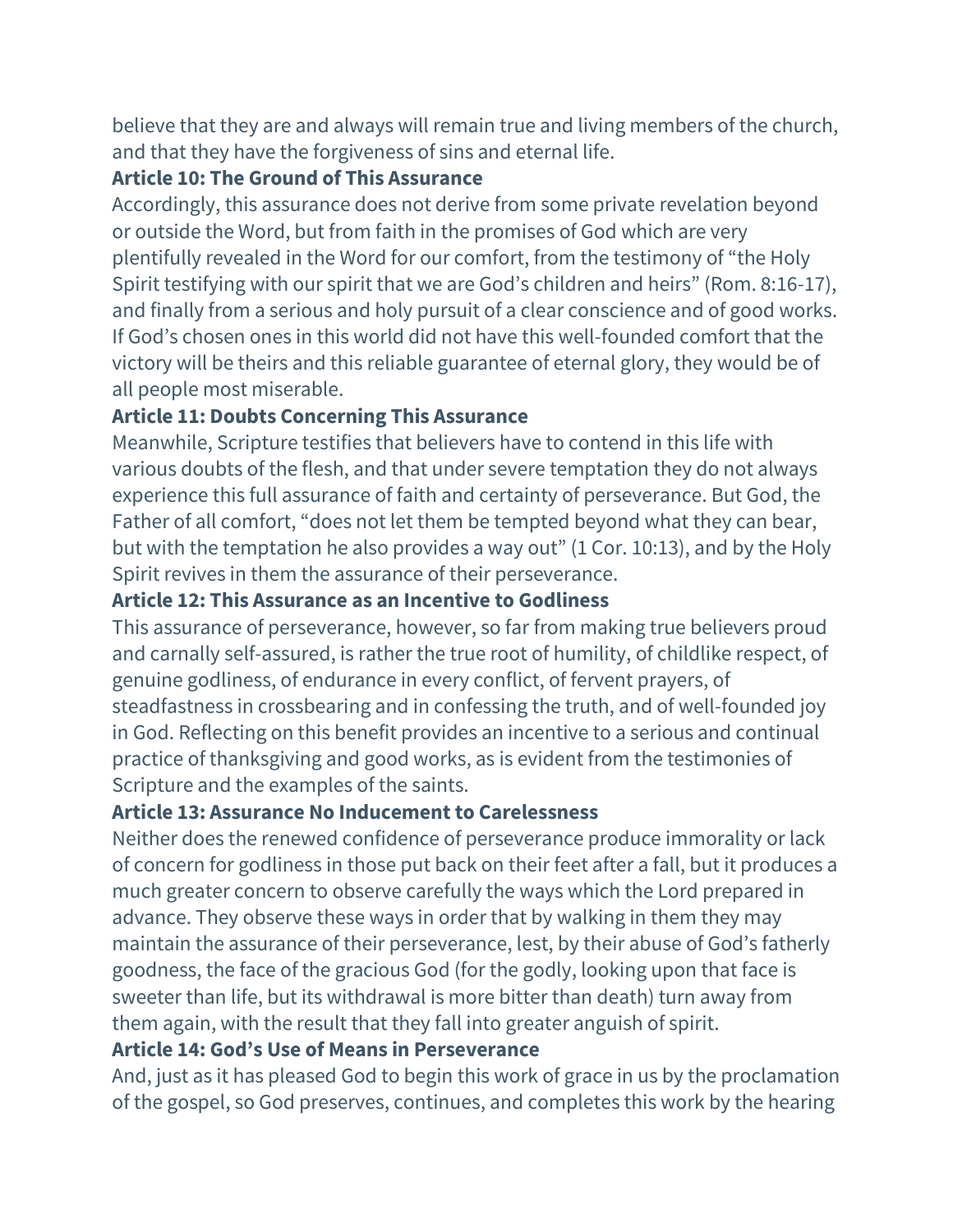believe that they are and always will remain true and living members of the church, and that they have the forgiveness of sins and eternal life.

**Article 10: The Ground of This Assurance**

Accordingly, this assurance does not derive from some private revelation beyond or outside the Word, but from faith in the promises of God which are very plentifully revealed in the Word for our comfort, from the testimony of "the Holy Spirit testifying with our spirit that we are God's children and heirs" (Rom. 8:16-17), and finally from a serious and holy pursuit of a clear conscience and of good works. If God's chosen ones in this world did not have this well-founded comfort that the victory will be theirs and this reliable guarantee of eternal glory, they would be of all people most miserable.

**Article 11: Doubts Concerning This Assurance**

Meanwhile, Scripture testifies that believers have to contend in this life with various doubts of the flesh, and that under severe temptation they do not always experience this full assurance of faith and certainty of perseverance. But God, the Father of all comfort, "does not let them be tempted beyond what they can bear, but with the temptation he also provides a way out" (1 Cor. 10:13), and by the Holy Spirit revives in them the assurance of their perseverance.

**Article 12: This Assurance as an Incentive to Godliness**

This assurance of perseverance, however, so far from making true believers proud and carnally self-assured, is rather the true root of humility, of childlike respect, of genuine godliness, of endurance in every conflict, of fervent prayers, of steadfastness in crossbearing and in confessing the truth, and of well-founded joy in God. Reflecting on this benefit provides an incentive to a serious and continual practice of thanksgiving and good works, as is evident from the testimonies of Scripture and the examples of the saints.

**Article 13: Assurance No Inducement to Carelessness**

Neither does the renewed confidence of perseverance produce immorality or lack of concern for godliness in those put back on their feet after a fall, but it produces a much greater concern to observe carefully the ways which the Lord prepared in advance. They observe these ways in order that by walking in them they may maintain the assurance of their perseverance, lest, by their abuse of God's fatherly goodness, the face of the gracious God (for the godly, looking upon that face is sweeter than life, but its withdrawal is more bitter than death) turn away from them again, with the result that they fall into greater anguish of spirit.

**Article 14: God's Use of Means in Perseverance**

And, just as it has pleased God to begin this work of grace in us by the proclamation of the gospel, so God preserves, continues, and completes this work by the hearing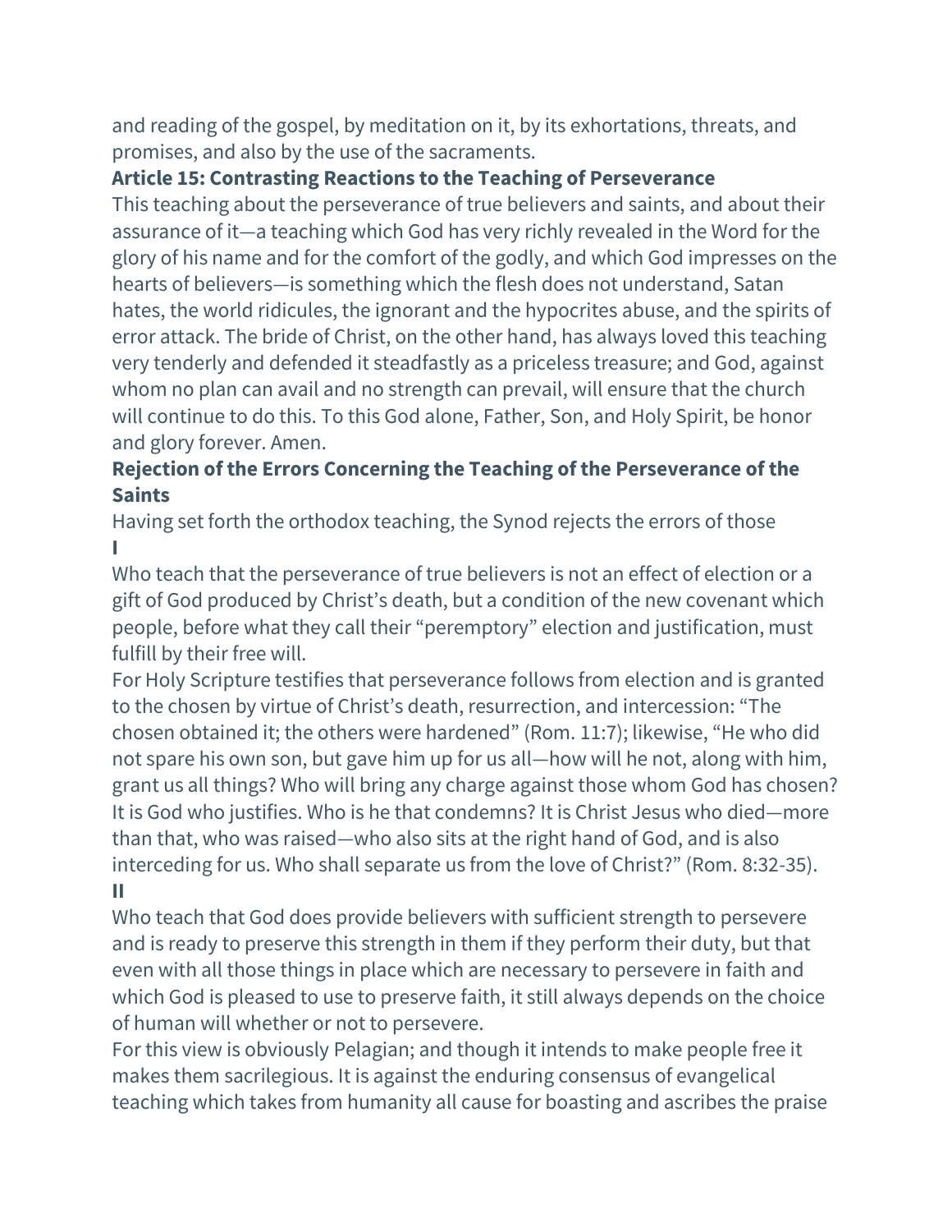and reading of the gospel, by meditation on it, by its exhortations, threats, and promises, and also by the use of the sacraments.

### Article 15: Contrasting Reactions to the Teaching of Perseverance

This teaching about the perseverance of true believers and saints, and about their assurance of it—a teaching which God has very richly revealed in the Word for the glory of his name and for the comfort of the godly, and which God impresses on the hearts of believers—is something which the flesh does not understand, Satan hates, the world ridicules, the ignorant and the hypocrites abuse, and the spirits of error attack. The bride of Christ, on the other hand, has always loved this teaching very tenderly and defended it steadfastly as a priceless treasure; and God, against whom no plan can avail and no strength can prevail, will ensure that the church will continue to do this. To this God alone, Father, Son, and Holy Spirit, be honor and glory forever. Amen.

### Rejection of the Errors Concerning the Teaching of the Perseverance of the Saints

Having set forth the orthodox teaching, the Synod rejects the errors of those

**I**

Who teach that the perseverance of true believers is not an effect of election or a gift of God produced by Christ's death, but a condition of the new covenant which people, before what they call their "peremptory" election and justification, must fulfill by their free will.

For Holy Scripture testifies that perseverance follows from election and is granted to the chosen by virtue of Christ's death, resurrection, and intercession: "The chosen obtained it; the others were hardened" (Rom. 11:7); likewise, "He who did not spare his own son, but gave him up for us all—how will he not, along with him, grant us all things? Who will bring any charge against those whom God has chosen? It is God who justifies. Who is he that condemns? It is Christ Jesus who died—more than that, who was raised—who also sits at the right hand of God, and is also interceding for us. Who shall separate us from the love of Christ?" (Rom. 8:32-35).

**II**

Who teach that God does provide believers with sufficient strength to persevere and is ready to preserve this strength in them if they perform their duty, but that even with all those things in place which are necessary to persevere in faith and which God is pleased to use to preserve faith, it still always depends on the choice of human will whether or not to persevere.

For this view is obviously Pelagian; and though it intends to make people free it makes them sacrilegious. It is against the enduring consensus of evangelical teaching which takes from humanity all cause for boasting and ascribes the praise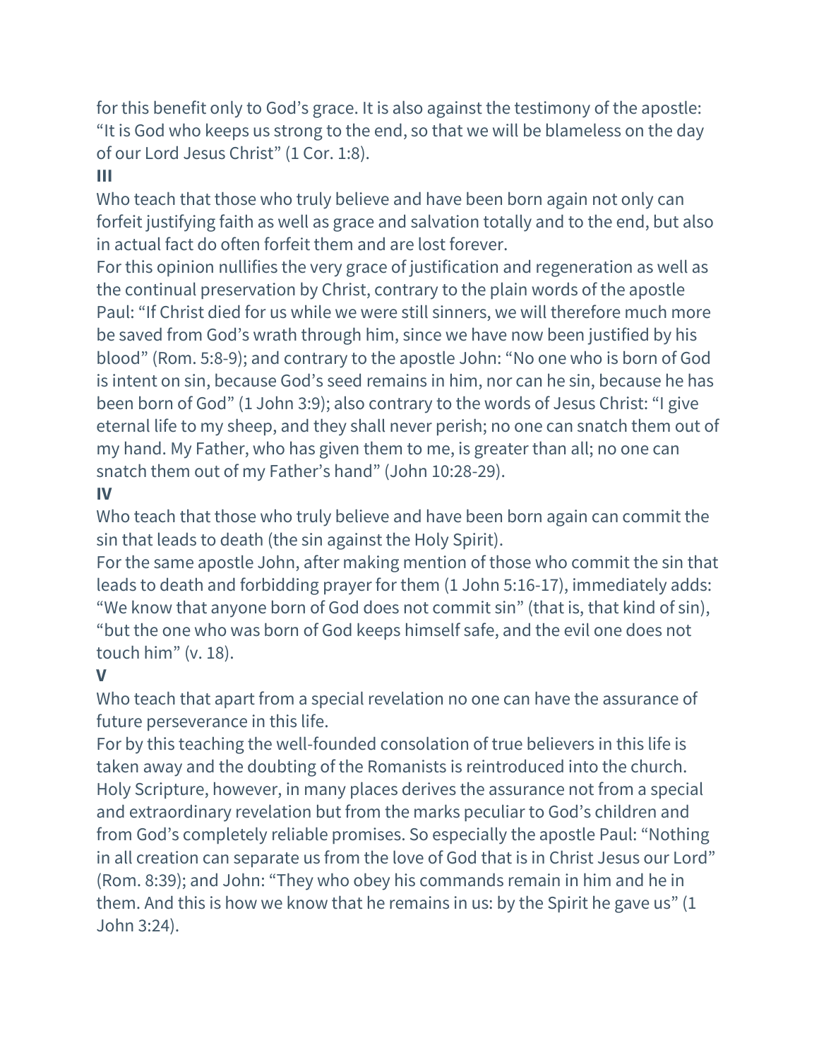for this benefit only to God's grace. It is also against the testimony of the apostle: "It is God who keeps us strong to the end, so that we will be blameless on the day of our Lord Jesus Christ" (1 Cor. 1:8).

**III**

Who teach that those who truly believe and have been born again not only can forfeit justifying faith as well as grace and salvation totally and to the end, but also in actual fact do often forfeit them and are lost forever.

For this opinion nullifies the very grace of justification and regeneration as well as the continual preservation by Christ, contrary to the plain words of the apostle Paul: "If Christ died for us while we were still sinners, we will therefore much more be saved from God's wrath through him, since we have now been justified by his blood" (Rom. 5:8-9); and contrary to the apostle John: "No one who is born of God is intent on sin, because God's seed remains in him, nor can he sin, because he has been born of God" (1 John 3:9); also contrary to the words of Jesus Christ: "I give eternal life to my sheep, and they shall never perish; no one can snatch them out of my hand. My Father, who has given them to me, is greater than all; no one can snatch them out of my Father's hand" (John 10:28-29).

**IV**

Who teach that those who truly believe and have been born again can commit the sin that leads to death (the sin against the Holy Spirit).

For the same apostle John, after making mention of those who commit the sin that leads to death and forbidding prayer for them (1 John 5:16-17), immediately adds: "We know that anyone born of God does not commit sin" (that is, that kind of sin), "but the one who was born of God keeps himself safe, and the evil one does not touch him" (v. 18).

**V**

Who teach that apart from a special revelation no one can have the assurance of future perseverance in this life.

For by this teaching the well-founded consolation of true believers in this life is taken away and the doubting of the Romanists is reintroduced into the church. Holy Scripture, however, in many places derives the assurance not from a special and extraordinary revelation but from the marks peculiar to God's children and from God's completely reliable promises. So especially the apostle Paul: "Nothing in all creation can separate us from the love of God that is in Christ Jesus our Lord" (Rom. 8:39); and John: "They who obey his commands remain in him and he in them. And this is how we know that he remains in us: by the Spirit he gave us" (1 John 3:24).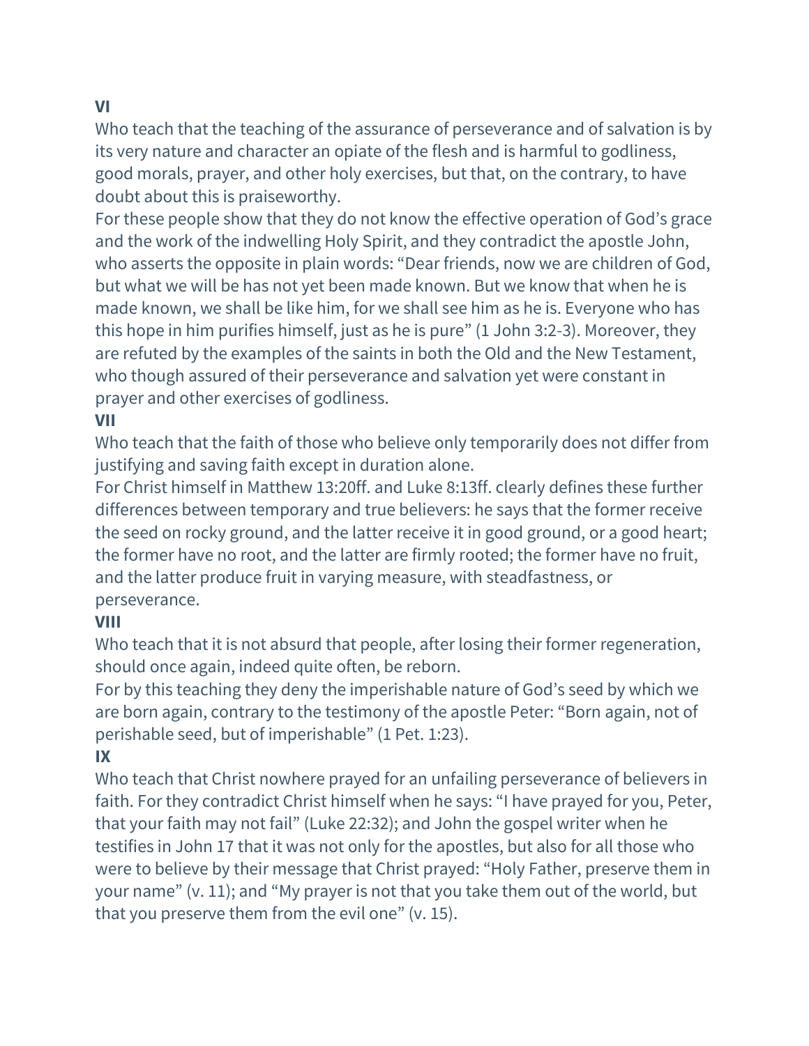**VI**

Who teach that the teaching of the assurance of perseverance and of salvation is by its very nature and character an opiate of the flesh and is harmful to godliness, good morals, prayer, and other holy exercises, but that, on the contrary, to have doubt about this is praiseworthy.

For these people show that they do not know the effective operation of God's grace and the work of the indwelling Holy Spirit, and they contradict the apostle John, who asserts the opposite in plain words: "Dear friends, now we are children of God, but what we will be has not yet been made known. But we know that when he is made known, we shall be like him, for we shall see him as he is. Everyone who has this hope in him purifies himself, just as he is pure" (1 John 3:2-3). Moreover, they are refuted by the examples of the saints in both the Old and the New Testament, who though assured of their perseverance and salvation yet were constant in prayer and other exercises of godliness.

**VII**

Who teach that the faith of those who believe only temporarily does not differ from justifying and saving faith except in duration alone.

For Christ himself in Matthew 13:20ff. and Luke 8:13ff. clearly defines these further differences between temporary and true believers: he says that the former receive the seed on rocky ground, and the latter receive it in good ground, or a good heart; the former have no root, and the latter are firmly rooted; the former have no fruit, and the latter produce fruit in varying measure, with steadfastness, or perseverance.

**VIII**

Who teach that it is not absurd that people, after losing their former regeneration, should once again, indeed quite often, be reborn.

For by this teaching they deny the imperishable nature of God's seed by which we are born again, contrary to the testimony of the apostle Peter: "Born again, not of perishable seed, but of imperishable" (1 Pet. 1:23).

**IX**

Who teach that Christ nowhere prayed for an unfailing perseverance of believers in faith. For they contradict Christ himself when he says: "I have prayed for you, Peter, that your faith may not fail" (Luke 22:32); and John the gospel writer when he testifies in John 17 that it was not only for the apostles, but also for all those who were to believe by their message that Christ prayed: "Holy Father, preserve them in your name" (v. 11); and "My prayer is not that you take them out of the world, but that you preserve them from the evil one" (v. 15).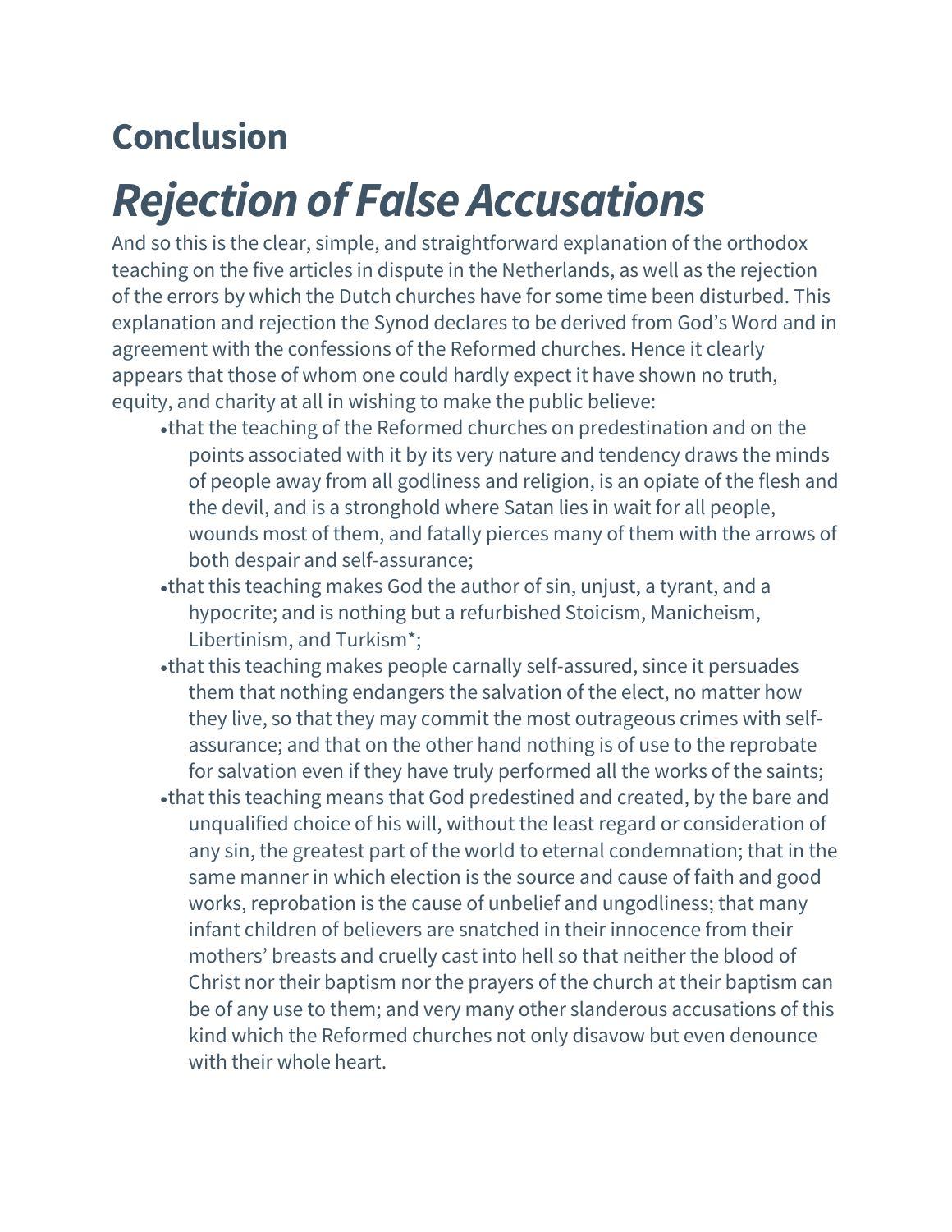## Conclusion

# *Rejection of False Accusations*

And so this is the clear, simple, and straightforward explanation of the orthodox teaching on the five articles in dispute in the Netherlands, as well as the rejection of the errors by which the Dutch churches have for some time been disturbed. This explanation and rejection the Synod declares to be derived from God's Word and in agreement with the confessions of the Reformed churches. Hence it clearly appears that those of whom one could hardly expect it have shown no truth, equity, and charity at all in wishing to make the public believe:

- that the teaching of the Reformed churches on predestination and on the points associated with it by its very nature and tendency draws the minds of people away from all godliness and religion, is an opiate of the flesh and the devil, and is a stronghold where Satan lies in wait for all people, wounds most of them, and fatally pierces many of them with the arrows of both despair and self-assurance;
- that this teaching makes God the author of sin, unjust, a tyrant, and a hypocrite; and is nothing but a refurbished Stoicism, Manicheism, Libertinism, and Turkism*;
- that this teaching makes people carnally self-assured, since it persuades them that nothing endangers the salvation of the elect, no matter how they live, so that they may commit the most outrageous crimes with self-assurance; and that on the other hand nothing is of use to the reprobate for salvation even if they have truly performed all the works of the saints;
- that this teaching means that God predestined and created, by the bare and unqualified choice of his will, without the least regard or consideration of any sin, the greatest part of the world to eternal condemnation; that in the same manner in which election is the source and cause of faith and good works, reprobation is the cause of unbelief and ungodliness; that many infant children of believers are snatched in their innocence from their mothers' breasts and cruelly cast into hell so that neither the blood of Christ nor their baptism nor the prayers of the church at their baptism can be of any use to them; and very many other slanderous accusations of this kind which the Reformed churches not only disavow but even denounce with their whole heart.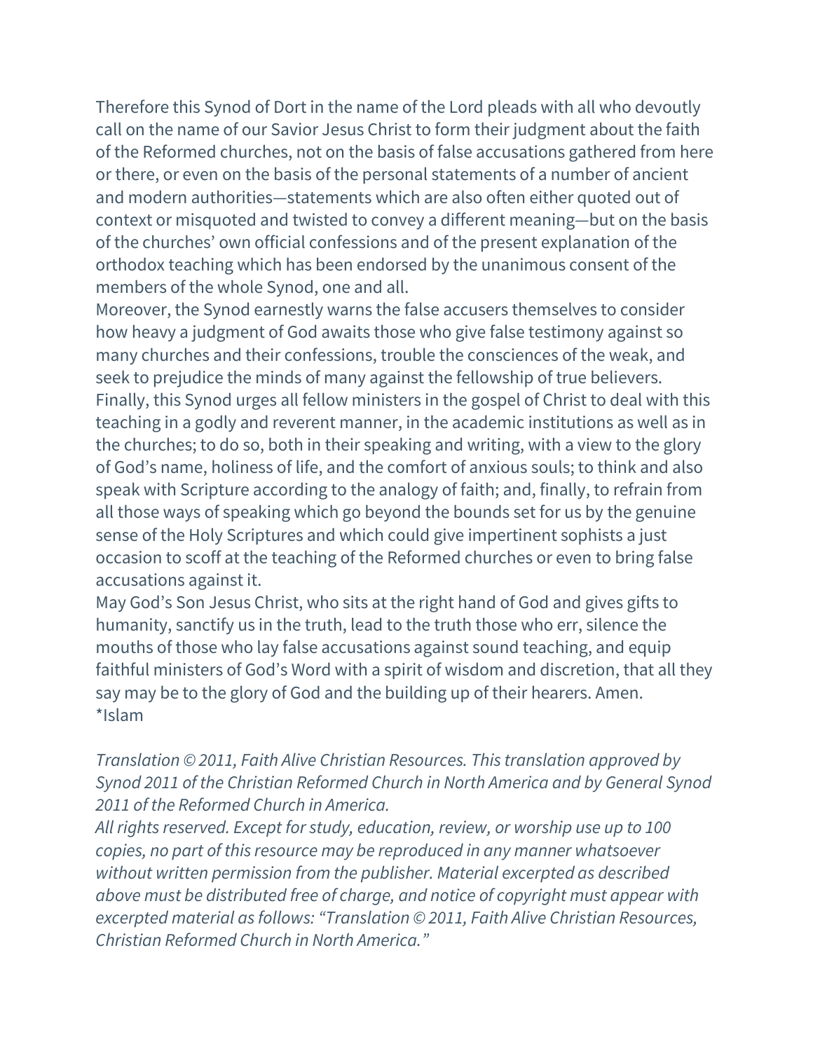Therefore this Synod of Dort in the name of the Lord pleads with all who devoutly call on the name of our Savior Jesus Christ to form their judgment about the faith of the Reformed churches, not on the basis of false accusations gathered from here or there, or even on the basis of the personal statements of a number of ancient and modern authorities—statements which are also often either quoted out of context or misquoted and twisted to convey a different meaning—but on the basis of the churches' own official confessions and of the present explanation of the orthodox teaching which has been endorsed by the unanimous consent of the members of the whole Synod, one and all.

Moreover, the Synod earnestly warns the false accusers themselves to consider how heavy a judgment of God awaits those who give false testimony against so many churches and their confessions, trouble the consciences of the weak, and seek to prejudice the minds of many against the fellowship of true believers.

Finally, this Synod urges all fellow ministers in the gospel of Christ to deal with this teaching in a godly and reverent manner, in the academic institutions as well as in the churches; to do so, both in their speaking and writing, with a view to the glory of God's name, holiness of life, and the comfort of anxious souls; to think and also speak with Scripture according to the analogy of faith; and, finally, to refrain from all those ways of speaking which go beyond the bounds set for us by the genuine sense of the Holy Scriptures and which could give impertinent sophists a just occasion to scoff at the teaching of the Reformed churches or even to bring false accusations against it.

May God's Son Jesus Christ, who sits at the right hand of God and gives gifts to humanity, sanctify us in the truth, lead to the truth those who err, silence the mouths of those who lay false accusations against sound teaching, and equip faithful ministers of God's Word with a spirit of wisdom and discretion, that all they say may be to the glory of God and the building up of their hearers. Amen.

*Islam

*Translation © 2011, Faith Alive Christian Resources. This translation approved by Synod 2011 of the Christian Reformed Church in North America and by General Synod 2011 of the Reformed Church in America.*

*All rights reserved. Except for study, education, review, or worship use up to 100 copies, no part of this resource may be reproduced in any manner whatsoever without written permission from the publisher. Material excerpted as described above must be distributed free of charge, and notice of copyright must appear with excerpted material as follows: "Translation © 2011, Faith Alive Christian Resources, Christian Reformed Church in North America."*